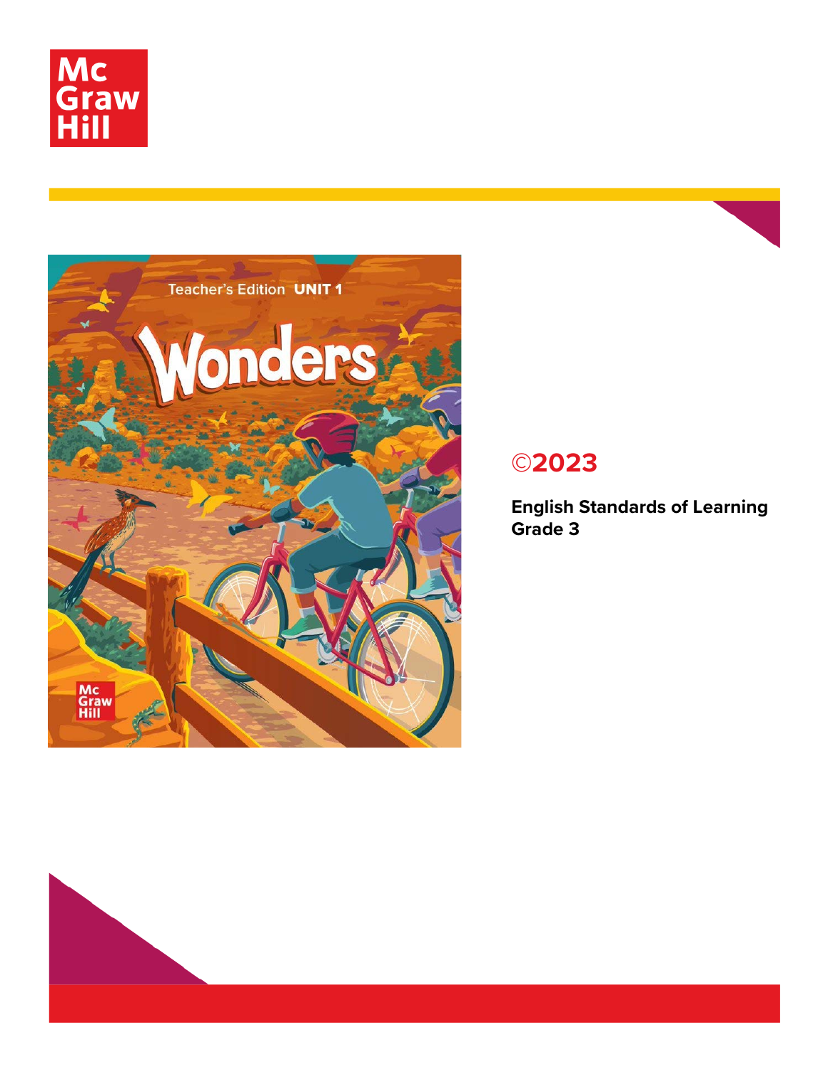©2023

**English Standards of Learning**
**Grade 3**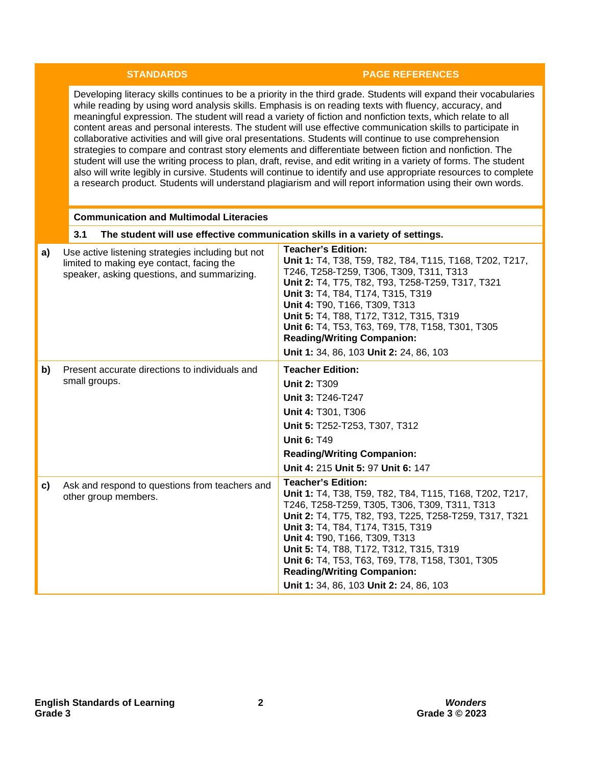| | STANDARDS | PAGE REFERENCES |
|---|---|---|
| | Developing literacy skills continues to be a priority in the third grade. Students will expand their vocabularies while reading by using word analysis skills. Emphasis is on reading texts with fluency, accuracy, and meaningful expression. The student will read a variety of fiction and nonfiction texts, which relate to all content areas and personal interests. The student will use effective communication skills to participate in collaborative activities and will give oral presentations. Students will continue to use comprehension strategies to compare and contrast story elements and differentiate between fiction and nonfiction. The student will use the writing process to plan, draft, revise, and edit writing in a variety of forms. The student also will write legibly in cursive. Students will continue to identify and use appropriate resources to complete a research product. Students will understand plagiarism and will report information using their own words. | |
| | **Communication and Multimodal Literacies** | |
| | **3.1 The student will use effective communication skills in a variety of settings.** | |
| **a)** | Use active listening strategies including but not limited to making eye contact, facing the speaker, asking questions, and summarizing. | **Teacher's Edition:**<br>**Unit 1:** T4, T38, T59, T82, T84, T115, T168, T202, T217, T246, T258-T259, T306, T309, T311, T313<br>**Unit 2:** T4, T75, T82, T93, T258-T259, T317, T321<br>**Unit 3:** T4, T84, T174, T315, T319<br>**Unit 4:** T90, T166, T309, T313<br>**Unit 5:** T4, T88, T172, T312, T315, T319<br>**Unit 6:** T4, T53, T63, T69, T78, T158, T301, T305<br>**Reading/Writing Companion:**<br>**Unit 1:** 34, 86, 103 **Unit 2:** 24, 86, 103 |
| **b)** | Present accurate directions to individuals and small groups. | **Teacher Edition:**<br>**Unit 2:** T309<br>**Unit 3:** T246-T247<br>**Unit 4:** T301, T306<br>**Unit 5:** T252-T253, T307, T312<br>**Unit 6:** T49<br>**Reading/Writing Companion:**<br>**Unit 4:** 215 **Unit 5:** 97 **Unit 6:** 147 |
| **c)** | Ask and respond to questions from teachers and other group members. | **Teacher's Edition:**<br>**Unit 1:** T4, T38, T59, T82, T84, T115, T168, T202, T217, T246, T258-T259, T305, T306, T309, T311, T313<br>**Unit 2:** T4, T75, T82, T93, T225, T258-T259, T317, T321<br>**Unit 3:** T4, T84, T174, T315, T319<br>**Unit 4:** T90, T166, T309, T313<br>**Unit 5:** T4, T88, T172, T312, T315, T319<br>**Unit 6:** T4, T53, T63, T69, T78, T158, T301, T305<br>**Reading/Writing Companion:**<br>**Unit 1:** 34, 86, 103 **Unit 2:** 24, 86, 103 |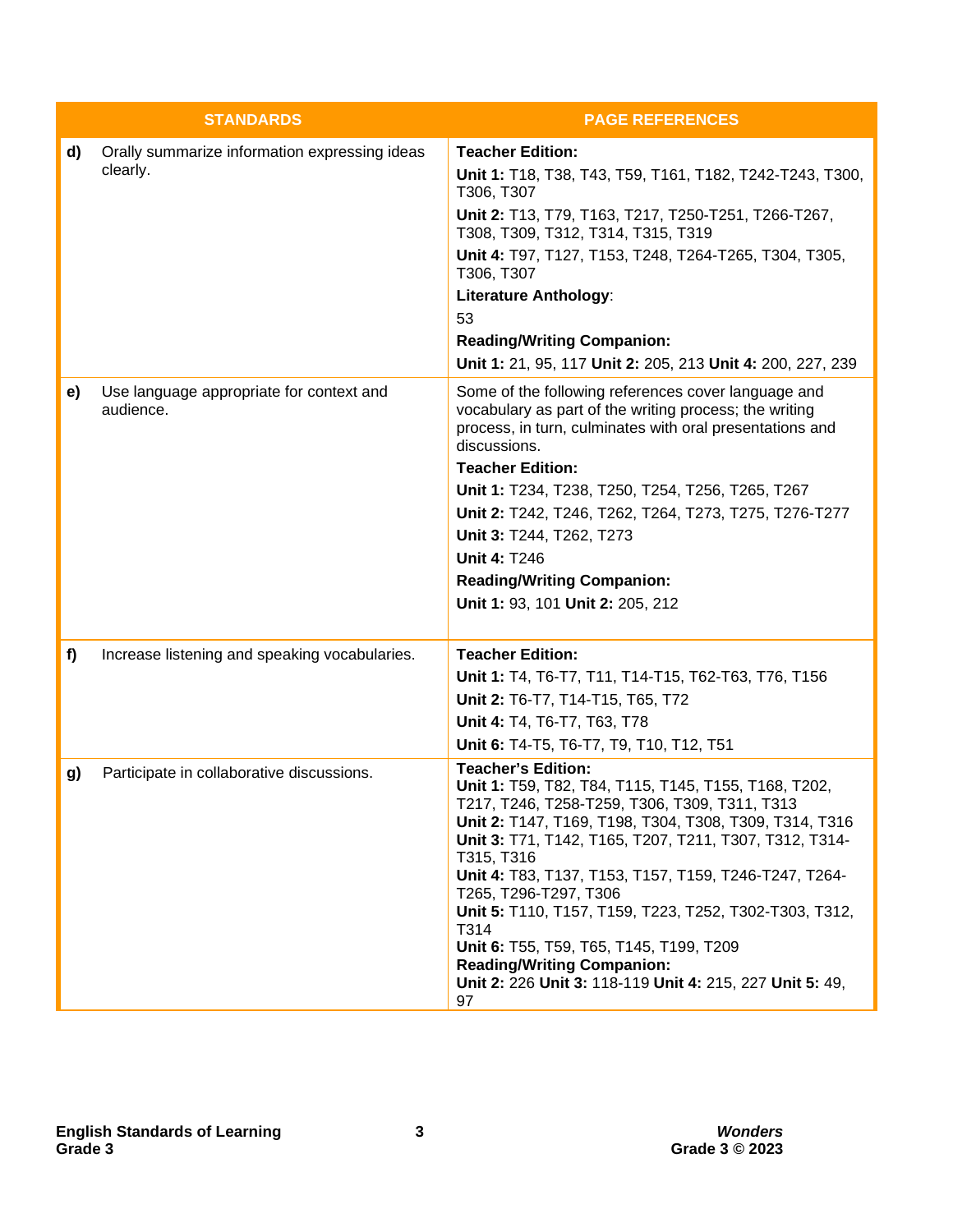| STANDARDS | | PAGE REFERENCES |
|---|---|---|
| d) | Orally summarize information expressing ideas clearly. | **Teacher Edition:**<br>**Unit 1:** T18, T38, T43, T59, T161, T182, T242-T243, T300, T306, T307<br>**Unit 2:** T13, T79, T163, T217, T250-T251, T266-T267, T308, T309, T312, T314, T315, T319<br>**Unit 4:** T97, T127, T153, T248, T264-T265, T304, T305, T306, T307<br>**Literature Anthology**:<br>53<br>**Reading/Writing Companion:**<br>**Unit 1:** 21, 95, 117 **Unit 2:** 205, 213 **Unit 4:** 200, 227, 239 |
| e) | Use language appropriate for context and audience. | Some of the following references cover language and vocabulary as part of the writing process; the writing process, in turn, culminates with oral presentations and discussions.<br>**Teacher Edition:**<br>**Unit 1:** T234, T238, T250, T254, T256, T265, T267<br>**Unit 2:** T242, T246, T262, T264, T273, T275, T276-T277<br>**Unit 3:** T244, T262, T273<br>**Unit 4:** T246<br>**Reading/Writing Companion:**<br>**Unit 1:** 93, 101 **Unit 2:** 205, 212 |
| f) | Increase listening and speaking vocabularies. | **Teacher Edition:**<br>**Unit 1:** T4, T6-T7, T11, T14-T15, T62-T63, T76, T156<br>**Unit 2:** T6-T7, T14-T15, T65, T72<br>**Unit 4:** T4, T6-T7, T63, T78<br>**Unit 6:** T4-T5, T6-T7, T9, T10, T12, T51 |
| g) | Participate in collaborative discussions. | **Teacher's Edition:**<br>**Unit 1:** T59, T82, T84, T115, T145, T155, T168, T202, T217, T246, T258-T259, T306, T309, T311, T313<br>**Unit 2:** T147, T169, T198, T304, T308, T309, T314, T316<br>**Unit 3:** T71, T142, T165, T207, T211, T307, T312, T314-T315, T316<br>**Unit 4:** T83, T137, T153, T157, T159, T246-T247, T264-T265, T296-T297, T306<br>**Unit 5:** T110, T157, T159, T223, T252, T302-T303, T312, T314<br>**Unit 6:** T55, T59, T65, T145, T199, T209<br>**Reading/Writing Companion:**<br>**Unit 2:** 226 **Unit 3:** 118-119 **Unit 4:** 215, 227 **Unit 5:** 49, 97 |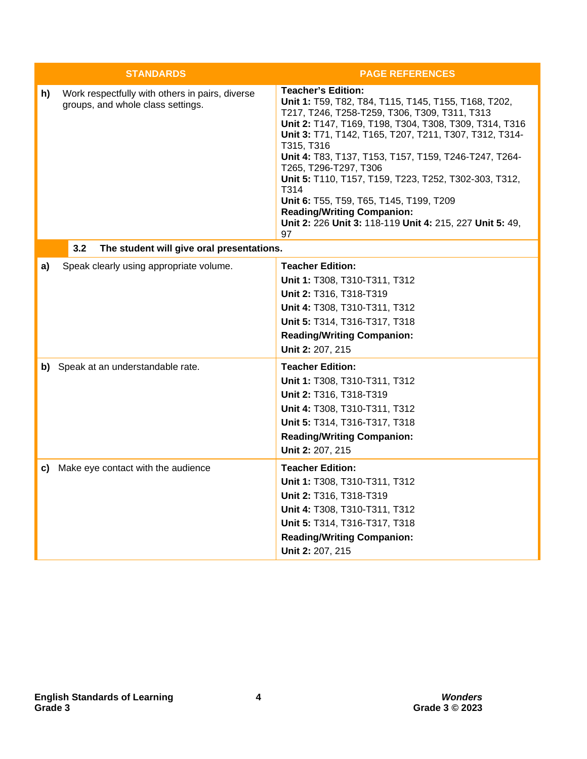| STANDARDS | PAGE REFERENCES |
|---|---|
| **h)** Work respectfully with others in pairs, diverse groups, and whole class settings. | **Teacher's Edition:**<br>**Unit 1:** T59, T82, T84, T115, T145, T155, T168, T202, T217, T246, T258-T259, T306, T309, T311, T313<br>**Unit 2:** T147, T169, T198, T304, T308, T309, T314, T316<br>**Unit 3:** T71, T142, T165, T207, T211, T307, T312, T314-T315, T316<br>**Unit 4:** T83, T137, T153, T157, T159, T246-T247, T264-T265, T296-T297, T306<br>**Unit 5:** T110, T157, T159, T223, T252, T302-303, T312, T314<br>**Unit 6:** T55, T59, T65, T145, T199, T209<br>**Reading/Writing Companion:**<br>**Unit 2:** 226 **Unit 3:** 118-119 **Unit 4:** 215, 227 **Unit 5:** 49, 97 |
| **3.2 The student will give oral presentations.** | |
| **a)** Speak clearly using appropriate volume. | **Teacher Edition:**<br>**Unit 1:** T308, T310-T311, T312<br>**Unit 2:** T316, T318-T319<br>**Unit 4:** T308, T310-T311, T312<br>**Unit 5:** T314, T316-T317, T318<br>**Reading/Writing Companion:**<br>**Unit 2:** 207, 215 |
| **b)** Speak at an understandable rate. | **Teacher Edition:**<br>**Unit 1:** T308, T310-T311, T312<br>**Unit 2:** T316, T318-T319<br>**Unit 4:** T308, T310-T311, T312<br>**Unit 5:** T314, T316-T317, T318<br>**Reading/Writing Companion:**<br>**Unit 2:** 207, 215 |
| **c)** Make eye contact with the audience | **Teacher Edition:**<br>**Unit 1:** T308, T310-T311, T312<br>**Unit 2:** T316, T318-T319<br>**Unit 4:** T308, T310-T311, T312<br>**Unit 5:** T314, T316-T317, T318<br>**Reading/Writing Companion:**<br>**Unit 2:** 207, 215 |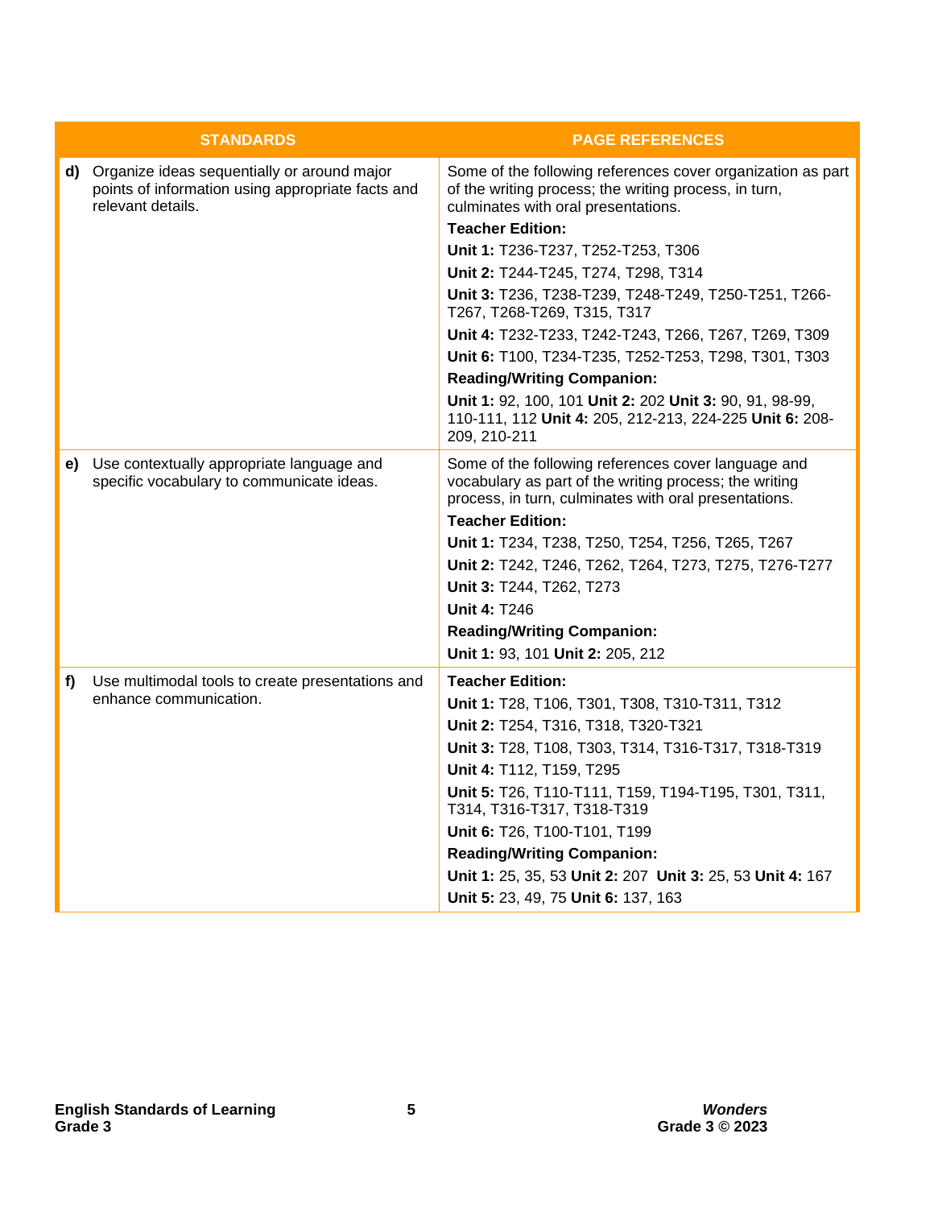| STANDARDS | PAGE REFERENCES |
|---|---|
| **d)** Organize ideas sequentially or around major points of information using appropriate facts and relevant details. | Some of the following references cover organization as part of the writing process; the writing process, in turn, culminates with oral presentations.<br>**Teacher Edition:**<br>**Unit 1:** T236-T237, T252-T253, T306<br>**Unit 2:** T244-T245, T274, T298, T314<br>**Unit 3:** T236, T238-T239, T248-T249, T250-T251, T266-T267, T268-T269, T315, T317<br>**Unit 4:** T232-T233, T242-T243, T266, T267, T269, T309<br>**Unit 6:** T100, T234-T235, T252-T253, T298, T301, T303<br>**Reading/Writing Companion:**<br>**Unit 1:** 92, 100, 101 **Unit 2:** 202 **Unit 3:** 90, 91, 98-99, 110-111, 112 **Unit 4:** 205, 212-213, 224-225 **Unit 6:** 208-209, 210-211 |
| **e)** Use contextually appropriate language and specific vocabulary to communicate ideas. | Some of the following references cover language and vocabulary as part of the writing process; the writing process, in turn, culminates with oral presentations.<br>**Teacher Edition:**<br>**Unit 1:** T234, T238, T250, T254, T256, T265, T267<br>**Unit 2:** T242, T246, T262, T264, T273, T275, T276-T277<br>**Unit 3:** T244, T262, T273<br>**Unit 4:** T246<br>**Reading/Writing Companion:**<br>**Unit 1:** 93, 101 **Unit 2:** 205, 212 |
| **f)** Use multimodal tools to create presentations and enhance communication. | **Teacher Edition:**<br>**Unit 1:** T28, T106, T301, T308, T310-T311, T312<br>**Unit 2:** T254, T316, T318, T320-T321<br>**Unit 3:** T28, T108, T303, T314, T316-T317, T318-T319<br>**Unit 4:** T112, T159, T295<br>**Unit 5:** T26, T110-T111, T159, T194-T195, T301, T311, T314, T316-T317, T318-T319<br>**Unit 6:** T26, T100-T101, T199<br>**Reading/Writing Companion:**<br>**Unit 1:** 25, 35, 53 **Unit 2:** 207 **Unit 3:** 25, 53 **Unit 4:** 167<br>**Unit 5:** 23, 49, 75 **Unit 6:** 137, 163 |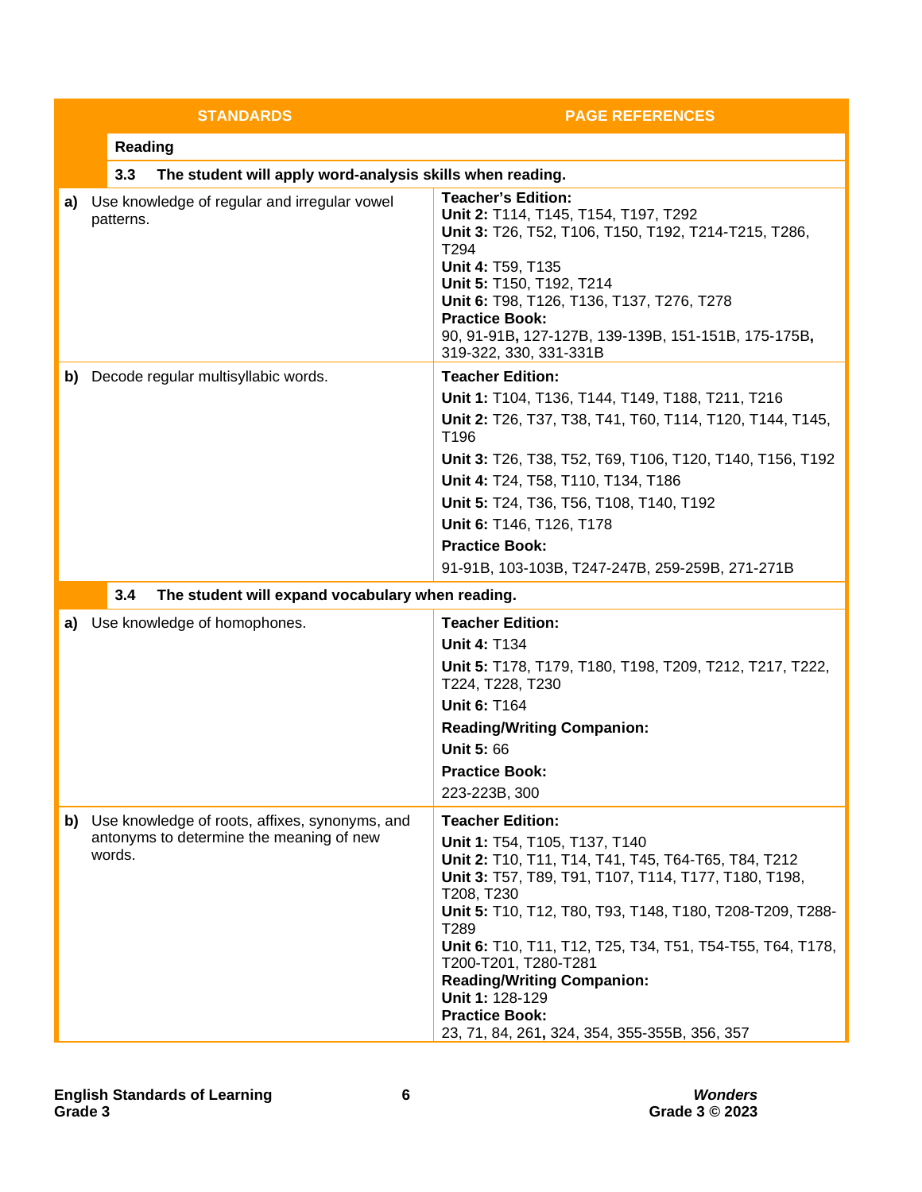| STANDARDS | PAGE REFERENCES |
|---|---|
| **Reading** | |
| **3.3 The student will apply word-analysis skills when reading.** | |
| **a)** Use knowledge of regular and irregular vowel patterns. | **Teacher's Edition:**<br>**Unit 2:** T114, T145, T154, T197, T292<br>**Unit 3:** T26, T52, T106, T150, T192, T214-T215, T286, T294<br>**Unit 4:** T59, T135<br>**Unit 5:** T150, T192, T214<br>**Unit 6:** T98, T126, T136, T137, T276, T278<br>**Practice Book:**<br>90, 91-91B**,** 127-127B, 139-139B, 151-151B, 175-175B**,** 319-322, 330, 331-331B |
| **b)** Decode regular multisyllabic words. | **Teacher Edition:**<br>**Unit 1:** T104, T136, T144, T149, T188, T211, T216<br>**Unit 2:** T26, T37, T38, T41, T60, T114, T120, T144, T145, T196<br>**Unit 3:** T26, T38, T52, T69, T106, T120, T140, T156, T192<br>**Unit 4:** T24, T58, T110, T134, T186<br>**Unit 5:** T24, T36, T56, T108, T140, T192<br>**Unit 6:** T146, T126, T178<br>**Practice Book:**<br>91-91B, 103-103B, T247-247B, 259-259B, 271-271B |
| **3.4 The student will expand vocabulary when reading.** | |
| **a)** Use knowledge of homophones. | **Teacher Edition:**<br>**Unit 4:** T134<br>**Unit 5:** T178, T179, T180, T198, T209, T212, T217, T222, T224, T228, T230<br>**Unit 6:** T164<br>**Reading/Writing Companion:**<br>**Unit 5:** 66<br>**Practice Book:**<br>223-223B, 300 |
| **b)** Use knowledge of roots, affixes, synonyms, and antonyms to determine the meaning of new words. | **Teacher Edition:**<br>**Unit 1:** T54, T105, T137, T140<br>**Unit 2:** T10, T11, T14, T41, T45, T64-T65, T84, T212<br>**Unit 3:** T57, T89, T91, T107, T114, T177, T180, T198, T208, T230<br>**Unit 5:** T10, T12, T80, T93, T148, T180, T208-T209, T288-T289<br>**Unit 6:** T10, T11, T12, T25, T34, T51, T54-T55, T64, T178, T200-T201, T280-T281<br>**Reading/Writing Companion:**<br>**Unit 1:** 128-129<br>**Practice Book:**<br>23, 71, 84, 261**,** 324, 354, 355-355B, 356, 357 |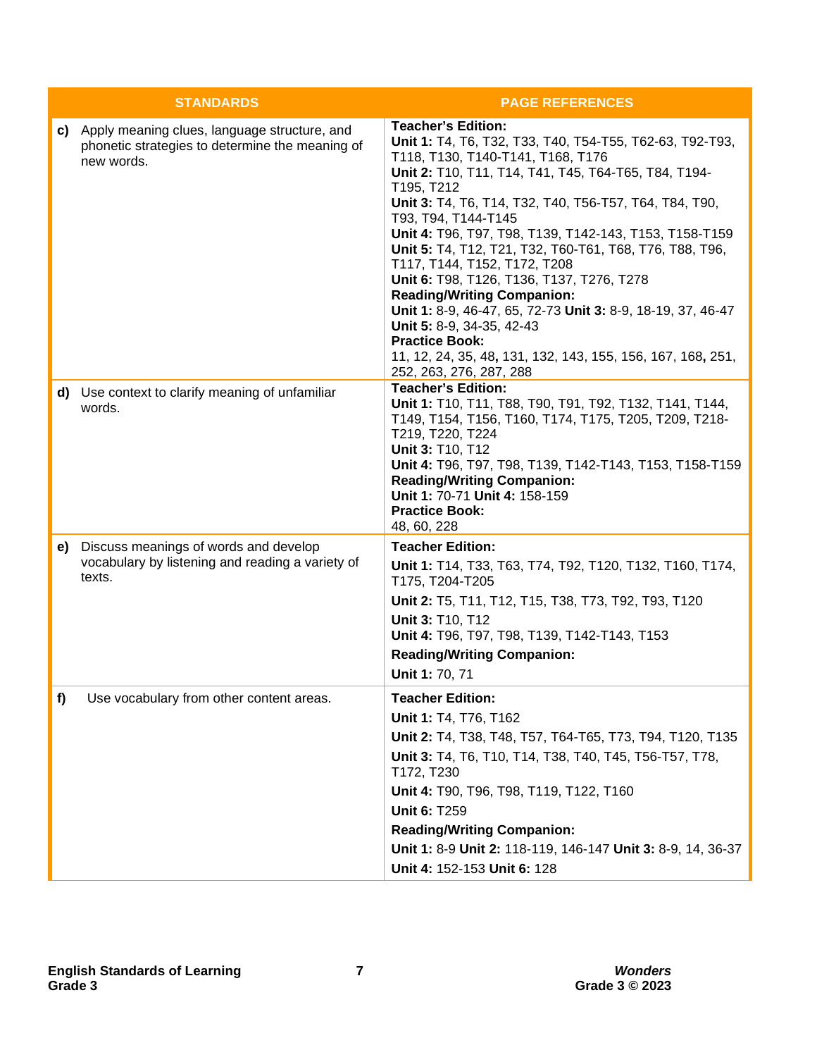| STANDARDS | PAGE REFERENCES |
|---|---|
| **c)** Apply meaning clues, language structure, and phonetic strategies to determine the meaning of new words. | **Teacher's Edition:**<br>**Unit 1:** T4, T6, T32, T33, T40, T54-T55, T62-63, T92-T93, T118, T130, T140-T141, T168, T176<br>**Unit 2:** T10, T11, T14, T41, T45, T64-T65, T84, T194-T195, T212<br>**Unit 3:** T4, T6, T14, T32, T40, T56-T57, T64, T84, T90, T93, T94, T144-T145<br>**Unit 4:** T96, T97, T98, T139, T142-143, T153, T158-T159<br>**Unit 5:** T4, T12, T21, T32, T60-T61, T68, T76, T88, T96, T117, T144, T152, T172, T208<br>**Unit 6:** T98, T126, T136, T137, T276, T278<br>**Reading/Writing Companion:**<br>**Unit 1:** 8-9, 46-47, 65, 72-73 **Unit 3:** 8-9, 18-19, 37, 46-47<br>**Unit 5:** 8-9, 34-35, 42-43<br>**Practice Book:**<br>11, 12, 24, 35, 48, 131, 132, 143, 155, 156, 167, 168, 251, 252, 263, 276, 287, 288 |
| **d)** Use context to clarify meaning of unfamiliar words. | **Teacher's Edition:**<br>**Unit 1:** T10, T11, T88, T90, T91, T92, T132, T141, T144, T149, T154, T156, T160, T174, T175, T205, T209, T218-T219, T220, T224<br>**Unit 3:** T10, T12<br>**Unit 4:** T96, T97, T98, T139, T142-T143, T153, T158-T159<br>**Reading/Writing Companion:**<br>**Unit 1:** 70-71 **Unit 4:** 158-159<br>**Practice Book:**<br>48, 60, 228 |
| **e)** Discuss meanings of words and develop vocabulary by listening and reading a variety of texts. | **Teacher Edition:**<br>**Unit 1:** T14, T33, T63, T74, T92, T120, T132, T160, T174, T175, T204-T205<br>**Unit 2:** T5, T11, T12, T15, T38, T73, T92, T93, T120<br>**Unit 3:** T10, T12<br>**Unit 4:** T96, T97, T98, T139, T142-T143, T153<br>**Reading/Writing Companion:**<br>**Unit 1:** 70, 71 |
| **f)** Use vocabulary from other content areas. | **Teacher Edition:**<br>**Unit 1:** T4, T76, T162<br>**Unit 2:** T4, T38, T48, T57, T64-T65, T73, T94, T120, T135<br>**Unit 3:** T4, T6, T10, T14, T38, T40, T45, T56-T57, T78, T172, T230<br>**Unit 4:** T90, T96, T98, T119, T122, T160<br>**Unit 6:** T259<br>**Reading/Writing Companion:**<br>**Unit 1:** 8-9 **Unit 2:** 118-119, 146-147 **Unit 3:** 8-9, 14, 36-37<br>**Unit 4:** 152-153 **Unit 6:** 128 |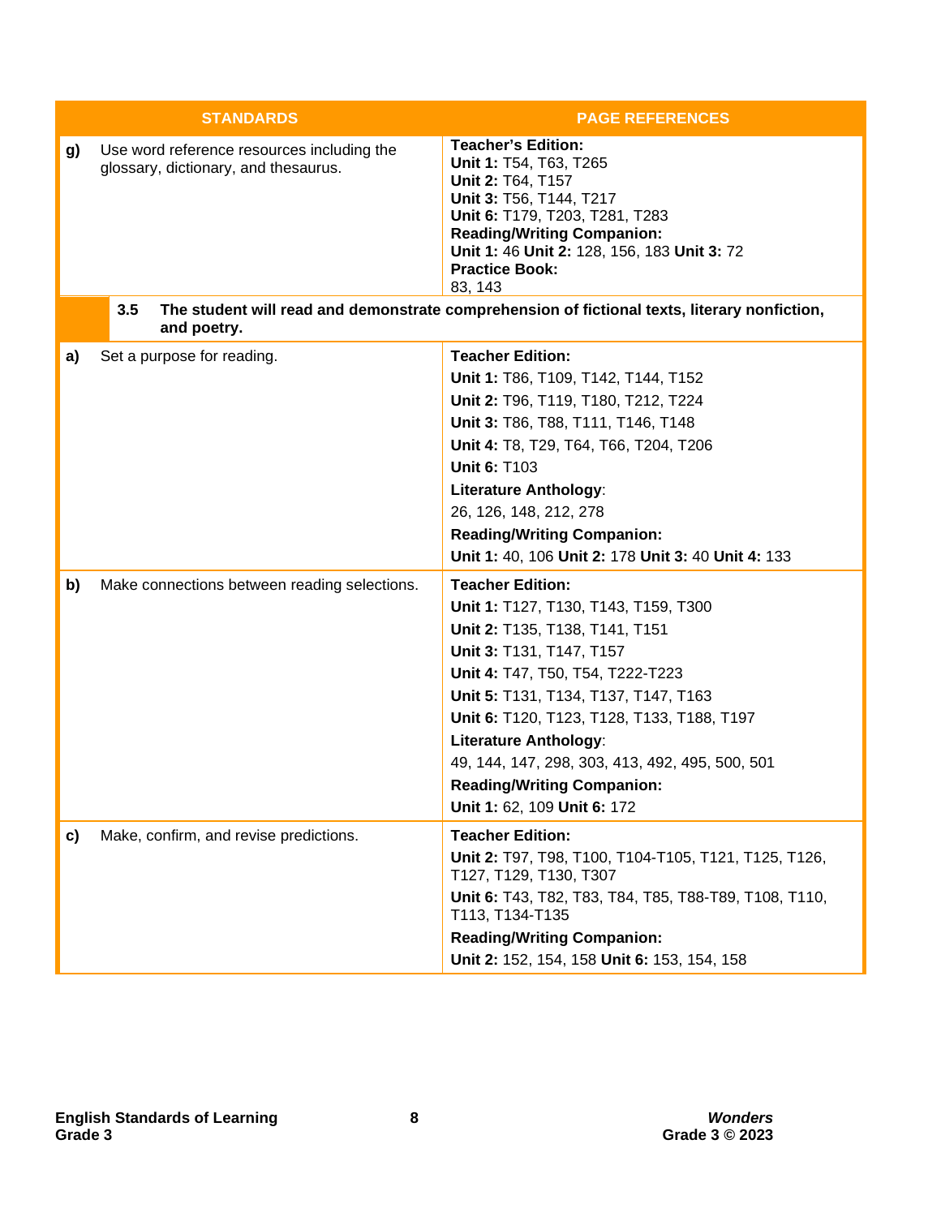| STANDARDS | | PAGE REFERENCES |
|---|---|---|
| g) | Use word reference resources including the glossary, dictionary, and thesaurus. | **Teacher's Edition:**<br>**Unit 1:** T54, T63, T265<br>**Unit 2:** T64, T157<br>**Unit 3:** T56, T144, T217<br>**Unit 6:** T179, T203, T281, T283<br>**Reading/Writing Companion:**<br>**Unit 1:** 46 **Unit 2:** 128, 156, 183 **Unit 3:** 72<br>**Practice Book:**<br>83, 143 |
| **3.5** | **The student will read and demonstrate comprehension of fictional texts, literary nonfiction, and poetry.** | |
| a) | Set a purpose for reading. | **Teacher Edition:**<br>**Unit 1:** T86, T109, T142, T144, T152<br>**Unit 2:** T96, T119, T180, T212, T224<br>**Unit 3:** T86, T88, T111, T146, T148<br>**Unit 4:** T8, T29, T64, T66, T204, T206<br>**Unit 6:** T103<br>**Literature Anthology**:<br>26, 126, 148, 212, 278<br>**Reading/Writing Companion:**<br>**Unit 1:** 40, 106 **Unit 2:** 178 **Unit 3:** 40 **Unit 4:** 133 |
| b) | Make connections between reading selections. | **Teacher Edition:**<br>**Unit 1:** T127, T130, T143, T159, T300<br>**Unit 2:** T135, T138, T141, T151<br>**Unit 3:** T131, T147, T157<br>**Unit 4:** T47, T50, T54, T222-T223<br>**Unit 5:** T131, T134, T137, T147, T163<br>**Unit 6:** T120, T123, T128, T133, T188, T197<br>**Literature Anthology**:<br>49, 144, 147, 298, 303, 413, 492, 495, 500, 501<br>**Reading/Writing Companion:**<br>**Unit 1:** 62, 109 **Unit 6:** 172 |
| c) | Make, confirm, and revise predictions. | **Teacher Edition:**<br>**Unit 2:** T97, T98, T100, T104-T105, T121, T125, T126, T127, T129, T130, T307<br>**Unit 6:** T43, T82, T83, T84, T85, T88-T89, T108, T110, T113, T134-T135<br>**Reading/Writing Companion:**<br>**Unit 2:** 152, 154, 158 **Unit 6:** 153, 154, 158 |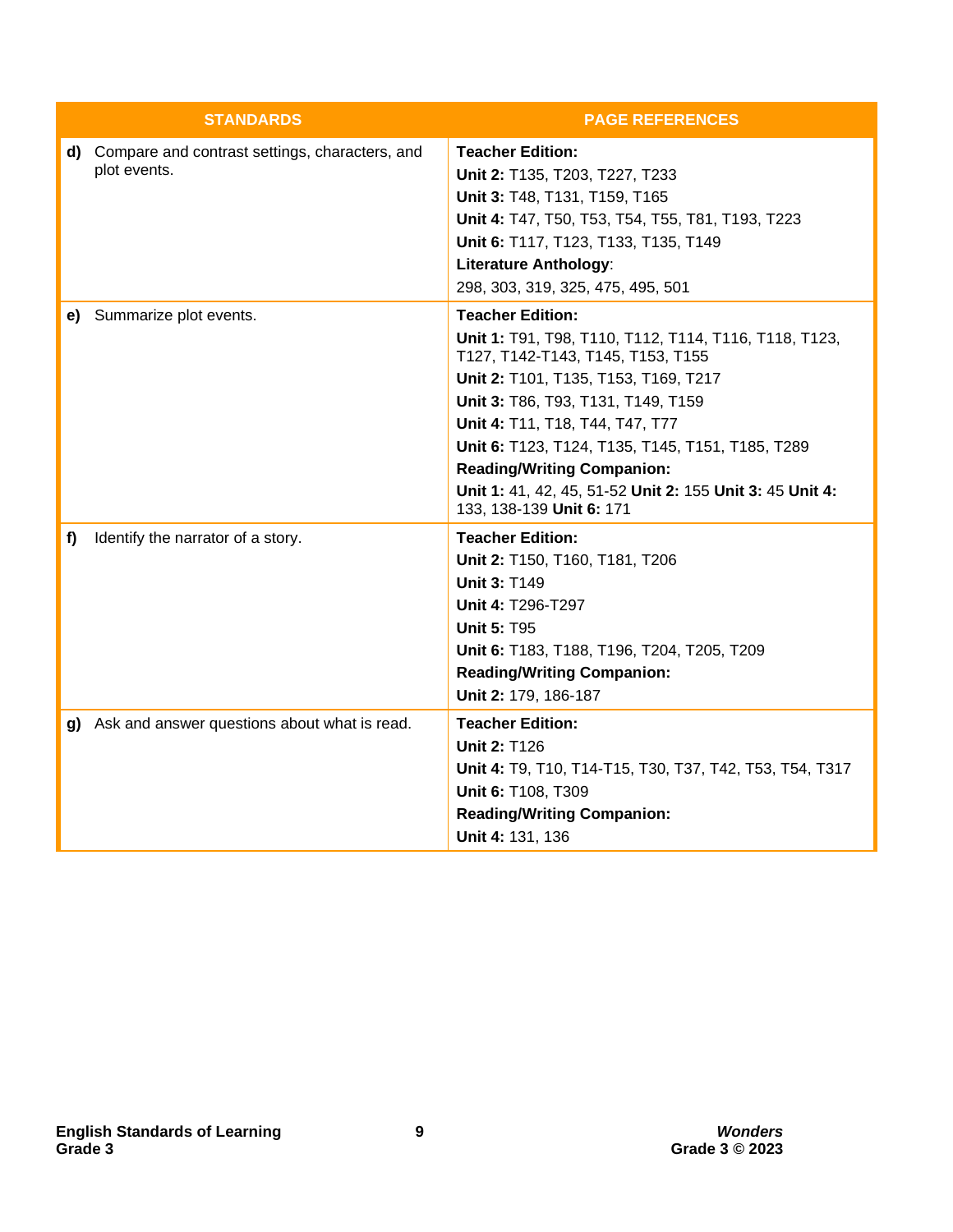| STANDARDS | PAGE REFERENCES |
| --- | --- |
| **d)** Compare and contrast settings, characters, and plot events. | **Teacher Edition:**<br>**Unit 2:** T135, T203, T227, T233<br>**Unit 3:** T48, T131, T159, T165<br>**Unit 4:** T47, T50, T53, T54, T55, T81, T193, T223<br>**Unit 6:** T117, T123, T133, T135, T149<br>**Literature Anthology**:<br>298, 303, 319, 325, 475, 495, 501 |
| **e)** Summarize plot events. | **Teacher Edition:**<br>**Unit 1:** T91, T98, T110, T112, T114, T116, T118, T123, T127, T142-T143, T145, T153, T155<br>**Unit 2:** T101, T135, T153, T169, T217<br>**Unit 3:** T86, T93, T131, T149, T159<br>**Unit 4:** T11, T18, T44, T47, T77<br>**Unit 6:** T123, T124, T135, T145, T151, T185, T289<br>**Reading/Writing Companion:**<br>**Unit 1:** 41, 42, 45, 51-52 **Unit 2:** 155 **Unit 3:** 45 **Unit 4:** 133, 138-139 **Unit 6:** 171 |
| **f)** Identify the narrator of a story. | **Teacher Edition:**<br>**Unit 2:** T150, T160, T181, T206<br>**Unit 3:** T149<br>**Unit 4:** T296-T297<br>**Unit 5:** T95<br>**Unit 6:** T183, T188, T196, T204, T205, T209<br>**Reading/Writing Companion:**<br>**Unit 2:** 179, 186-187 |
| **g)** Ask and answer questions about what is read. | **Teacher Edition:**<br>**Unit 2:** T126<br>**Unit 4:** T9, T10, T14-T15, T30, T37, T42, T53, T54, T317<br>**Unit 6:** T108, T309<br>**Reading/Writing Companion:**<br>**Unit 4:** 131, 136 |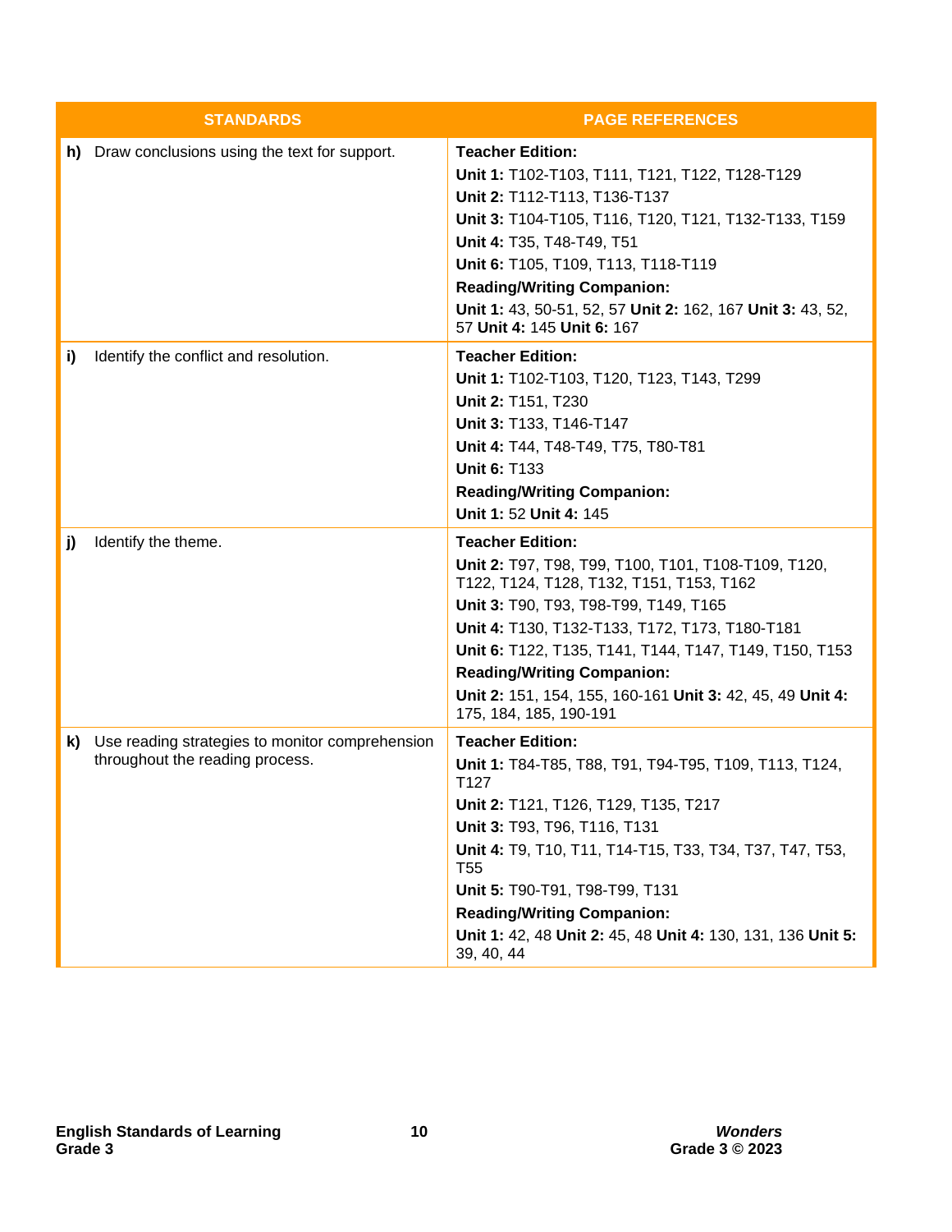| STANDARDS | PAGE REFERENCES |
|---|---|
| **h)** Draw conclusions using the text for support. | **Teacher Edition:**<br>**Unit 1:** T102-T103, T111, T121, T122, T128-T129<br>**Unit 2:** T112-T113, T136-T137<br>**Unit 3:** T104-T105, T116, T120, T121, T132-T133, T159<br>**Unit 4:** T35, T48-T49, T51<br>**Unit 6:** T105, T109, T113, T118-T119<br>**Reading/Writing Companion:**<br>**Unit 1:** 43, 50-51, 52, 57 **Unit 2:** 162, 167 **Unit 3:** 43, 52, 57 **Unit 4:** 145 **Unit 6:** 167 |
| **i)** Identify the conflict and resolution. | **Teacher Edition:**<br>**Unit 1:** T102-T103, T120, T123, T143, T299<br>**Unit 2:** T151, T230<br>**Unit 3:** T133, T146-T147<br>**Unit 4:** T44, T48-T49, T75, T80-T81<br>**Unit 6:** T133<br>**Reading/Writing Companion:**<br>**Unit 1:** 52 **Unit 4:** 145 |
| **j)** Identify the theme. | **Teacher Edition:**<br>**Unit 2:** T97, T98, T99, T100, T101, T108-T109, T120, T122, T124, T128, T132, T151, T153, T162<br>**Unit 3:** T90, T93, T98-T99, T149, T165<br>**Unit 4:** T130, T132-T133, T172, T173, T180-T181<br>**Unit 6:** T122, T135, T141, T144, T147, T149, T150, T153<br>**Reading/Writing Companion:**<br>**Unit 2:** 151, 154, 155, 160-161 **Unit 3:** 42, 45, 49 **Unit 4:** 175, 184, 185, 190-191 |
| **k)** Use reading strategies to monitor comprehension throughout the reading process. | **Teacher Edition:**<br>**Unit 1:** T84-T85, T88, T91, T94-T95, T109, T113, T124, T127<br>**Unit 2:** T121, T126, T129, T135, T217<br>**Unit 3:** T93, T96, T116, T131<br>**Unit 4:** T9, T10, T11, T14-T15, T33, T34, T37, T47, T53, T55<br>**Unit 5:** T90-T91, T98-T99, T131<br>**Reading/Writing Companion:**<br>**Unit 1:** 42, 48 **Unit 2:** 45, 48 **Unit 4:** 130, 131, 136 **Unit 5:** 39, 40, 44 |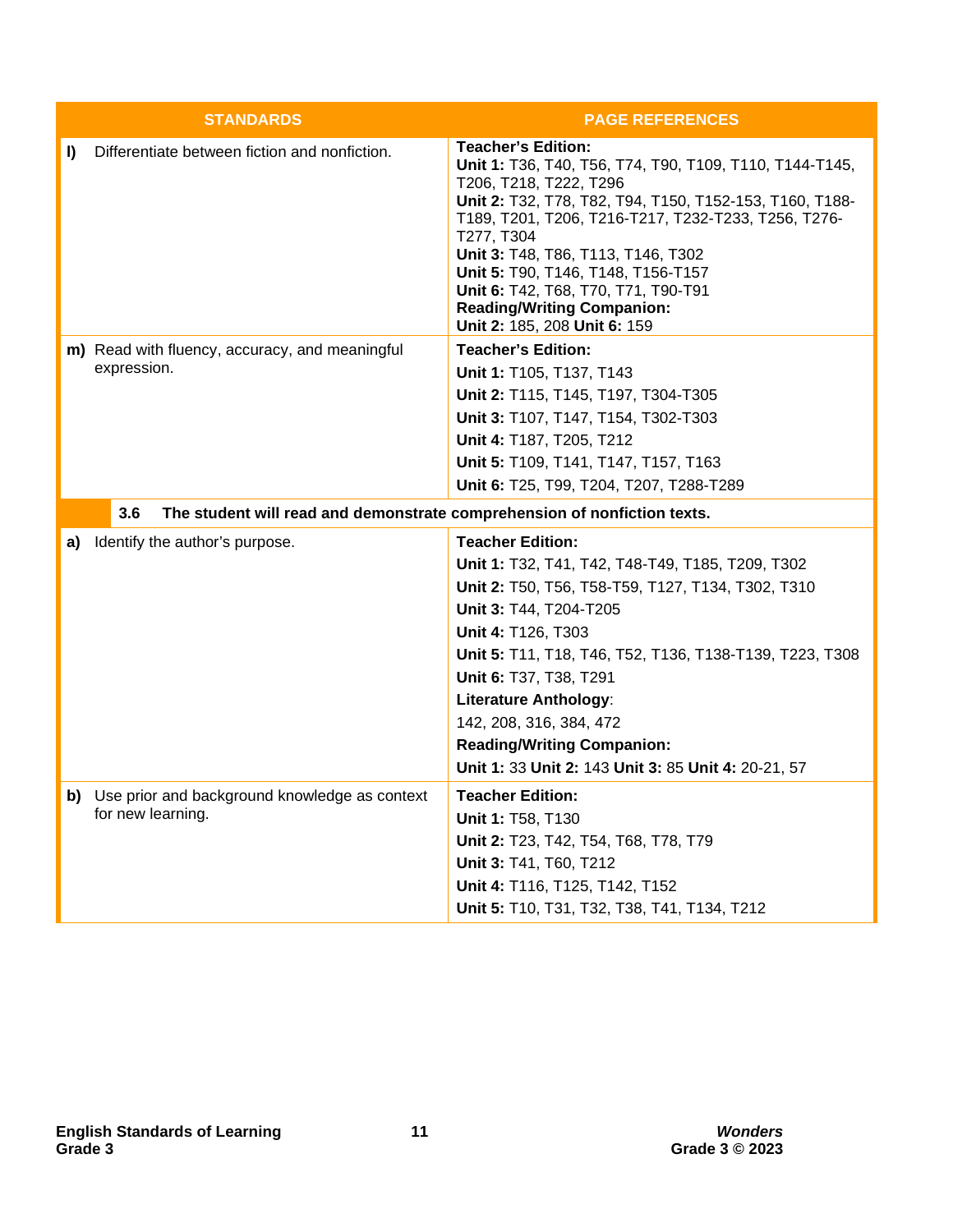| STANDARDS | PAGE REFERENCES |
| --- | --- |
| **l)** Differentiate between fiction and nonfiction. | **Teacher's Edition:**<br>**Unit 1:** T36, T40, T56, T74, T90, T109, T110, T144-T145, T206, T218, T222, T296<br>**Unit 2:** T32, T78, T82, T94, T150, T152-153, T160, T188-T189, T201, T206, T216-T217, T232-T233, T256, T276-T277, T304<br>**Unit 3:** T48, T86, T113, T146, T302<br>**Unit 5:** T90, T146, T148, T156-T157<br>**Unit 6:** T42, T68, T70, T71, T90-T91<br>**Reading/Writing Companion:**<br>**Unit 2:** 185, 208 **Unit 6:** 159 |
| **m)** Read with fluency, accuracy, and meaningful expression. | **Teacher's Edition:**<br>**Unit 1:** T105, T137, T143<br>**Unit 2:** T115, T145, T197, T304-T305<br>**Unit 3:** T107, T147, T154, T302-T303<br>**Unit 4:** T187, T205, T212<br>**Unit 5:** T109, T141, T147, T157, T163<br>**Unit 6:** T25, T99, T204, T207, T288-T289 |
| **3.6 The student will read and demonstrate comprehension of nonfiction texts.** | |
| **a)** Identify the author's purpose. | **Teacher Edition:**<br>**Unit 1:** T32, T41, T42, T48-T49, T185, T209, T302<br>**Unit 2:** T50, T56, T58-T59, T127, T134, T302, T310<br>**Unit 3:** T44, T204-T205<br>**Unit 4:** T126, T303<br>**Unit 5:** T11, T18, T46, T52, T136, T138-T139, T223, T308<br>**Unit 6:** T37, T38, T291<br>**Literature Anthology**:<br>142, 208, 316, 384, 472<br>**Reading/Writing Companion:**<br>**Unit 1:** 33 **Unit 2:** 143 **Unit 3:** 85 **Unit 4:** 20-21, 57 |
| **b)** Use prior and background knowledge as context for new learning. | **Teacher Edition:**<br>**Unit 1:** T58, T130<br>**Unit 2:** T23, T42, T54, T68, T78, T79<br>**Unit 3:** T41, T60, T212<br>**Unit 4:** T116, T125, T142, T152<br>**Unit 5:** T10, T31, T32, T38, T41, T134, T212 |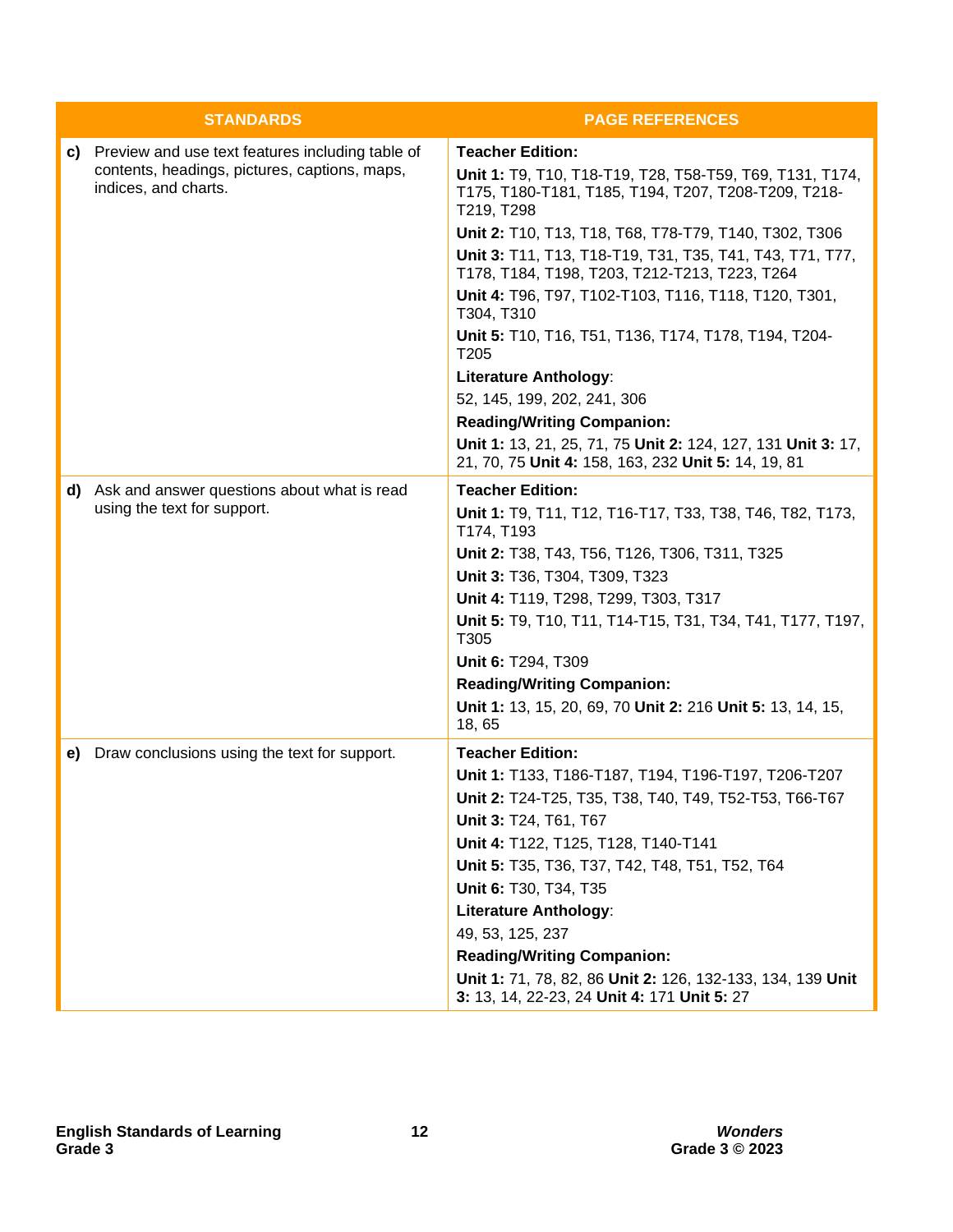| STANDARDS | PAGE REFERENCES |
|---|---|
| **c)** Preview and use text features including table of contents, headings, pictures, captions, maps, indices, and charts. | **Teacher Edition:**<br>**Unit 1:** T9, T10, T18-T19, T28, T58-T59, T69, T131, T174, T175, T180-T181, T185, T194, T207, T208-T209, T218-T219, T298<br>**Unit 2:** T10, T13, T18, T68, T78-T79, T140, T302, T306<br>**Unit 3:** T11, T13, T18-T19, T31, T35, T41, T43, T71, T77, T178, T184, T198, T203, T212-T213, T223, T264<br>**Unit 4:** T96, T97, T102-T103, T116, T118, T120, T301, T304, T310<br>**Unit 5:** T10, T16, T51, T136, T174, T178, T194, T204-T205<br>**Literature Anthology**:<br>52, 145, 199, 202, 241, 306<br>**Reading/Writing Companion:**<br>**Unit 1:** 13, 21, 25, 71, 75 **Unit 2:** 124, 127, 131 **Unit 3:** 17, 21, 70, 75 **Unit 4:** 158, 163, 232 **Unit 5:** 14, 19, 81 |
| **d)** Ask and answer questions about what is read using the text for support. | **Teacher Edition:**<br>**Unit 1:** T9, T11, T12, T16-T17, T33, T38, T46, T82, T173, T174, T193<br>**Unit 2:** T38, T43, T56, T126, T306, T311, T325<br>**Unit 3:** T36, T304, T309, T323<br>**Unit 4:** T119, T298, T299, T303, T317<br>**Unit 5:** T9, T10, T11, T14-T15, T31, T34, T41, T177, T197, T305<br>**Unit 6:** T294, T309<br>**Reading/Writing Companion:**<br>**Unit 1:** 13, 15, 20, 69, 70 **Unit 2:** 216 **Unit 5:** 13, 14, 15, 18, 65 |
| **e)** Draw conclusions using the text for support. | **Teacher Edition:**<br>**Unit 1:** T133, T186-T187, T194, T196-T197, T206-T207<br>**Unit 2:** T24-T25, T35, T38, T40, T49, T52-T53, T66-T67<br>**Unit 3:** T24, T61, T67<br>**Unit 4:** T122, T125, T128, T140-T141<br>**Unit 5:** T35, T36, T37, T42, T48, T51, T52, T64<br>**Unit 6:** T30, T34, T35<br>**Literature Anthology**:<br>49, 53, 125, 237<br>**Reading/Writing Companion:**<br>**Unit 1:** 71, 78, 82, 86 **Unit 2:** 126, 132-133, 134, 139 **Unit 3:** 13, 14, 22-23, 24 **Unit 4:** 171 **Unit 5:** 27 |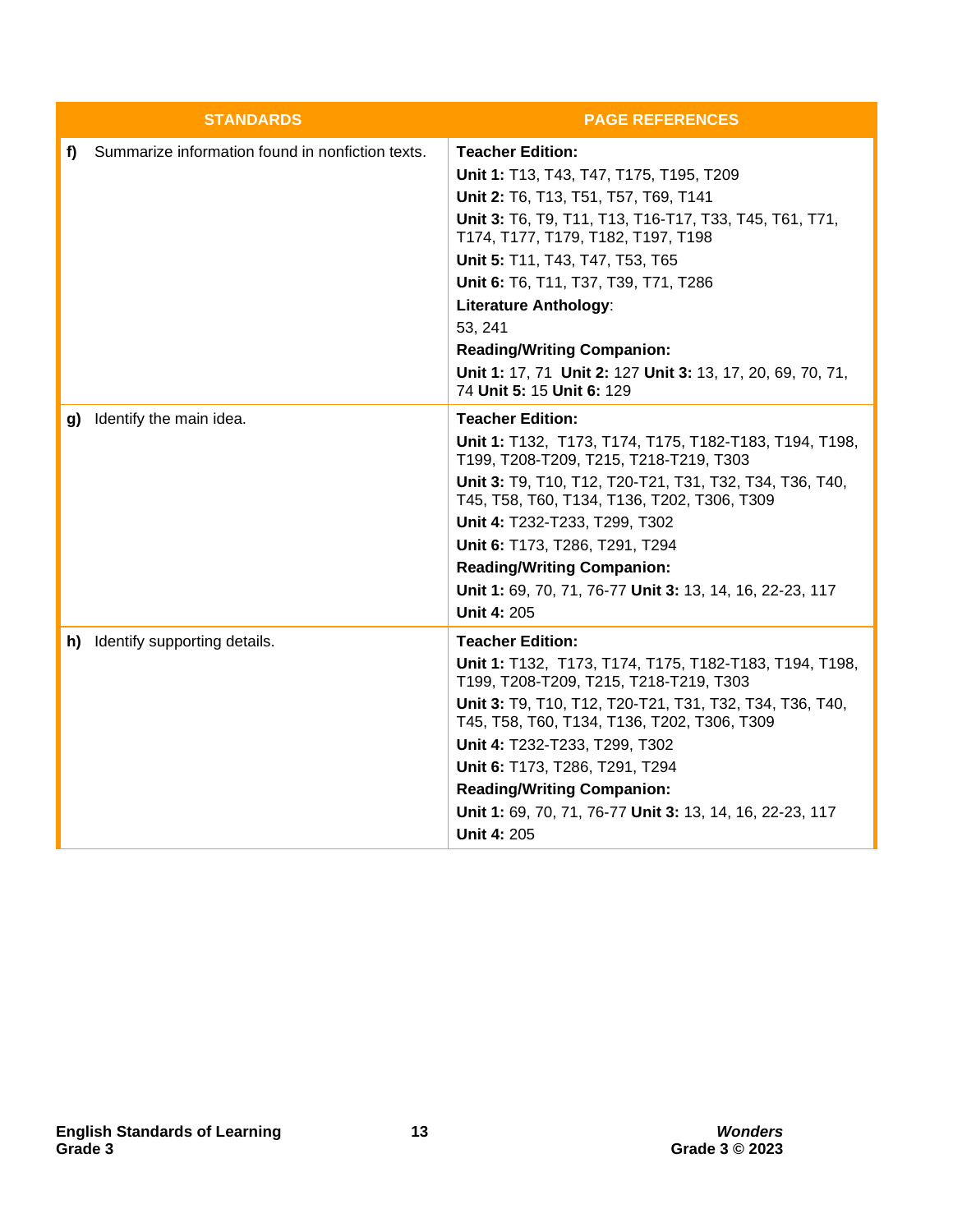| STANDARDS | PAGE REFERENCES |
| --- | --- |
| **f)** Summarize information found in nonfiction texts. | **Teacher Edition:**<br>**Unit 1:** T13, T43, T47, T175, T195, T209<br>**Unit 2:** T6, T13, T51, T57, T69, T141<br>**Unit 3:** T6, T9, T11, T13, T16-T17, T33, T45, T61, T71, T174, T177, T179, T182, T197, T198<br>**Unit 5:** T11, T43, T47, T53, T65<br>**Unit 6:** T6, T11, T37, T39, T71, T286<br>**Literature Anthology**:<br>53, 241<br>**Reading/Writing Companion:**<br>**Unit 1:** 17, 71 **Unit 2:** 127 **Unit 3:** 13, 17, 20, 69, 70, 71, 74 **Unit 5:** 15 **Unit 6:** 129 |
| **g)** Identify the main idea. | **Teacher Edition:**<br>**Unit 1:** T132, T173, T174, T175, T182-T183, T194, T198, T199, T208-T209, T215, T218-T219, T303<br>**Unit 3:** T9, T10, T12, T20-T21, T31, T32, T34, T36, T40, T45, T58, T60, T134, T136, T202, T306, T309<br>**Unit 4:** T232-T233, T299, T302<br>**Unit 6:** T173, T286, T291, T294<br>**Reading/Writing Companion:**<br>**Unit 1:** 69, 70, 71, 76-77 **Unit 3:** 13, 14, 16, 22-23, 117<br>**Unit 4:** 205 |
| **h)** Identify supporting details. | **Teacher Edition:**<br>**Unit 1:** T132, T173, T174, T175, T182-T183, T194, T198, T199, T208-T209, T215, T218-T219, T303<br>**Unit 3:** T9, T10, T12, T20-T21, T31, T32, T34, T36, T40, T45, T58, T60, T134, T136, T202, T306, T309<br>**Unit 4:** T232-T233, T299, T302<br>**Unit 6:** T173, T286, T291, T294<br>**Reading/Writing Companion:**<br>**Unit 1:** 69, 70, 71, 76-77 **Unit 3:** 13, 14, 16, 22-23, 117<br>**Unit 4:** 205 |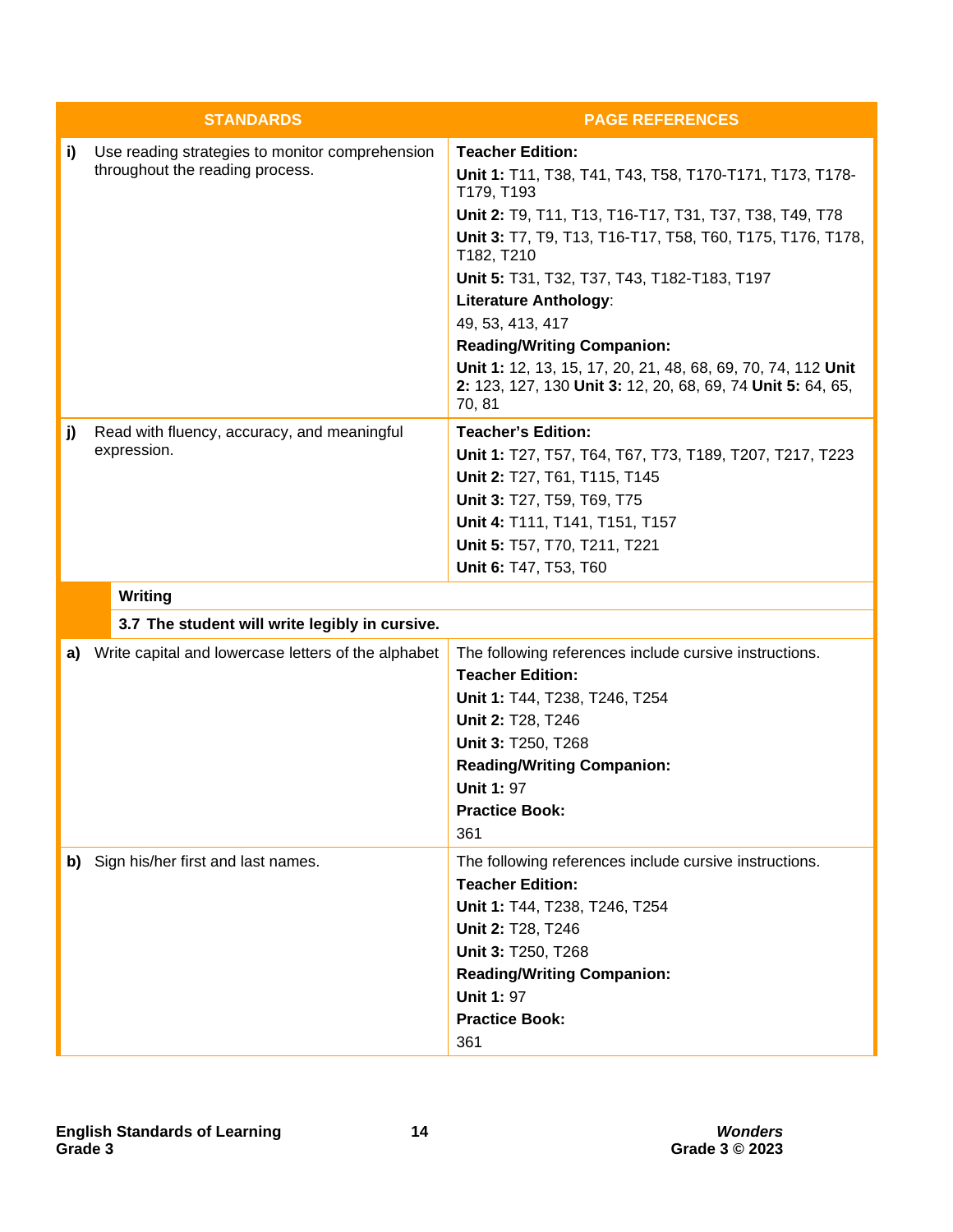| STANDARDS | | PAGE REFERENCES |
|---|---|---|
| i) | Use reading strategies to monitor comprehension throughout the reading process. | **Teacher Edition:**<br>**Unit 1:** T11, T38, T41, T43, T58, T170-T171, T173, T178-T179, T193<br>**Unit 2:** T9, T11, T13, T16-T17, T31, T37, T38, T49, T78<br>**Unit 3:** T7, T9, T13, T16-T17, T58, T60, T175, T176, T178, T182, T210<br>**Unit 5:** T31, T32, T37, T43, T182-T183, T197<br>**Literature Anthology**:<br>49, 53, 413, 417<br>**Reading/Writing Companion:**<br>**Unit 1:** 12, 13, 15, 17, 20, 21, 48, 68, 69, 70, 74, 112 **Unit 2:** 123, 127, 130 **Unit 3:** 12, 20, 68, 69, 74 **Unit 5:** 64, 65, 70, 81 |
| j) | Read with fluency, accuracy, and meaningful expression. | **Teacher's Edition:**<br>**Unit 1:** T27, T57, T64, T67, T73, T189, T207, T217, T223<br>**Unit 2:** T27, T61, T115, T145<br>**Unit 3:** T27, T59, T69, T75<br>**Unit 4:** T111, T141, T151, T157<br>**Unit 5:** T57, T70, T211, T221<br>**Unit 6:** T47, T53, T60 |
| | **Writing** | |
| | **3.7 The student will write legibly in cursive.** | |
| a) | Write capital and lowercase letters of the alphabet | The following references include cursive instructions.<br>**Teacher Edition:**<br>**Unit 1:** T44, T238, T246, T254<br>**Unit 2:** T28, T246<br>**Unit 3:** T250, T268<br>**Reading/Writing Companion:**<br>**Unit 1:** 97<br>**Practice Book:**<br>361 |
| b) | Sign his/her first and last names. | The following references include cursive instructions.<br>**Teacher Edition:**<br>**Unit 1:** T44, T238, T246, T254<br>**Unit 2:** T28, T246<br>**Unit 3:** T250, T268<br>**Reading/Writing Companion:**<br>**Unit 1:** 97<br>**Practice Book:**<br>361 |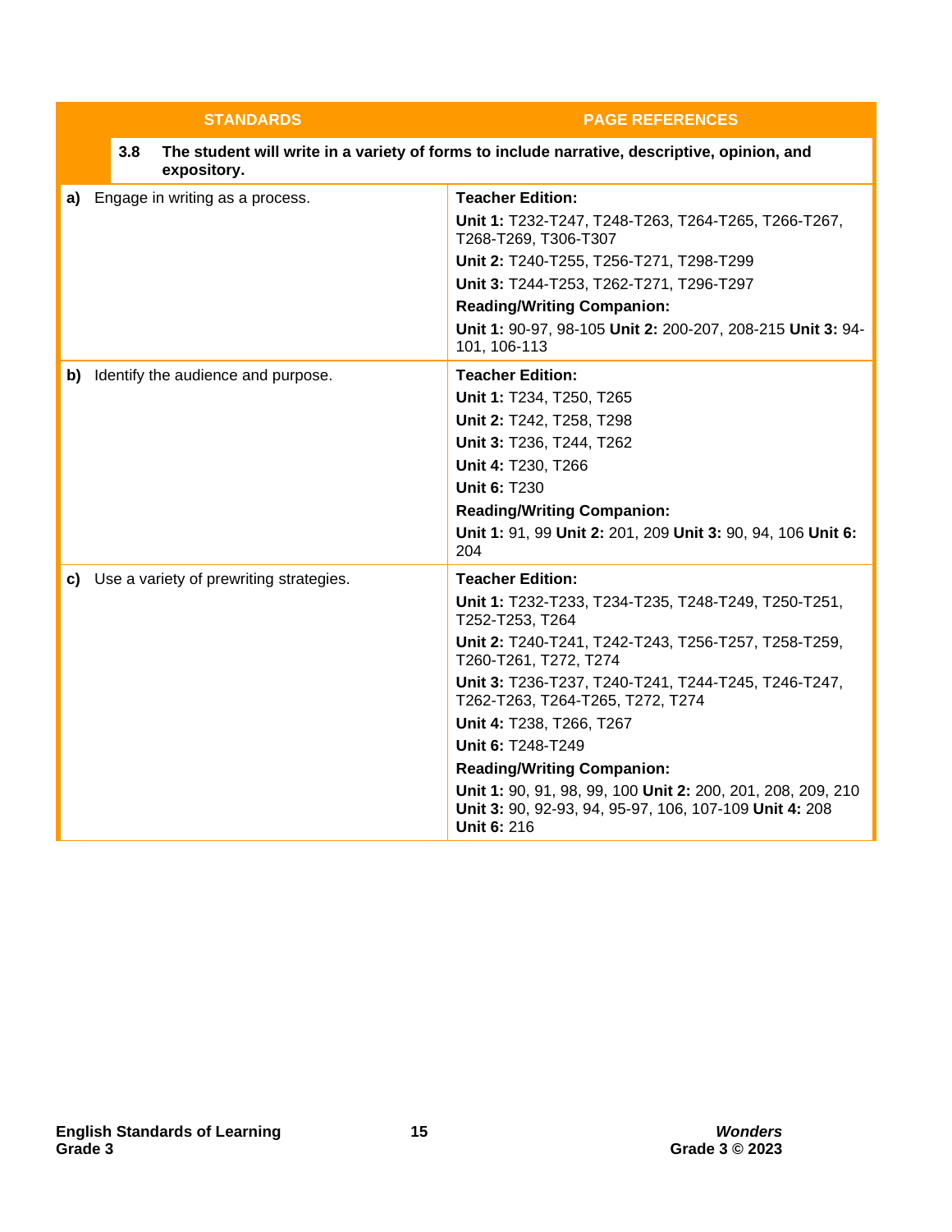| STANDARDS | PAGE REFERENCES |
|---|---|
| **3.8** **The student will write in a variety of forms to include narrative, descriptive, opinion, and expository.** | |
| **a)** Engage in writing as a process. | **Teacher Edition:**<br>**Unit 1:** T232-T247, T248-T263, T264-T265, T266-T267, T268-T269, T306-T307<br>**Unit 2:** T240-T255, T256-T271, T298-T299<br>**Unit 3:** T244-T253, T262-T271, T296-T297<br>**Reading/Writing Companion:**<br>**Unit 1:** 90-97, 98-105 **Unit 2:** 200-207, 208-215 **Unit 3:** 94-101, 106-113 |
| **b)** Identify the audience and purpose. | **Teacher Edition:**<br>**Unit 1:** T234, T250, T265<br>**Unit 2:** T242, T258, T298<br>**Unit 3:** T236, T244, T262<br>**Unit 4:** T230, T266<br>**Unit 6:** T230<br>**Reading/Writing Companion:**<br>**Unit 1:** 91, 99 **Unit 2:** 201, 209 **Unit 3:** 90, 94, 106 **Unit 6:** 204 |
| **c)** Use a variety of prewriting strategies. | **Teacher Edition:**<br>**Unit 1:** T232-T233, T234-T235, T248-T249, T250-T251, T252-T253, T264<br>**Unit 2:** T240-T241, T242-T243, T256-T257, T258-T259, T260-T261, T272, T274<br>**Unit 3:** T236-T237, T240-T241, T244-T245, T246-T247, T262-T263, T264-T265, T272, T274<br>**Unit 4:** T238, T266, T267<br>**Unit 6:** T248-T249<br>**Reading/Writing Companion:**<br>**Unit 1:** 90, 91, 98, 99, 100 **Unit 2:** 200, 201, 208, 209, 210 **Unit 3:** 90, 92-93, 94, 95-97, 106, 107-109 **Unit 4:** 208 **Unit 6:** 216 |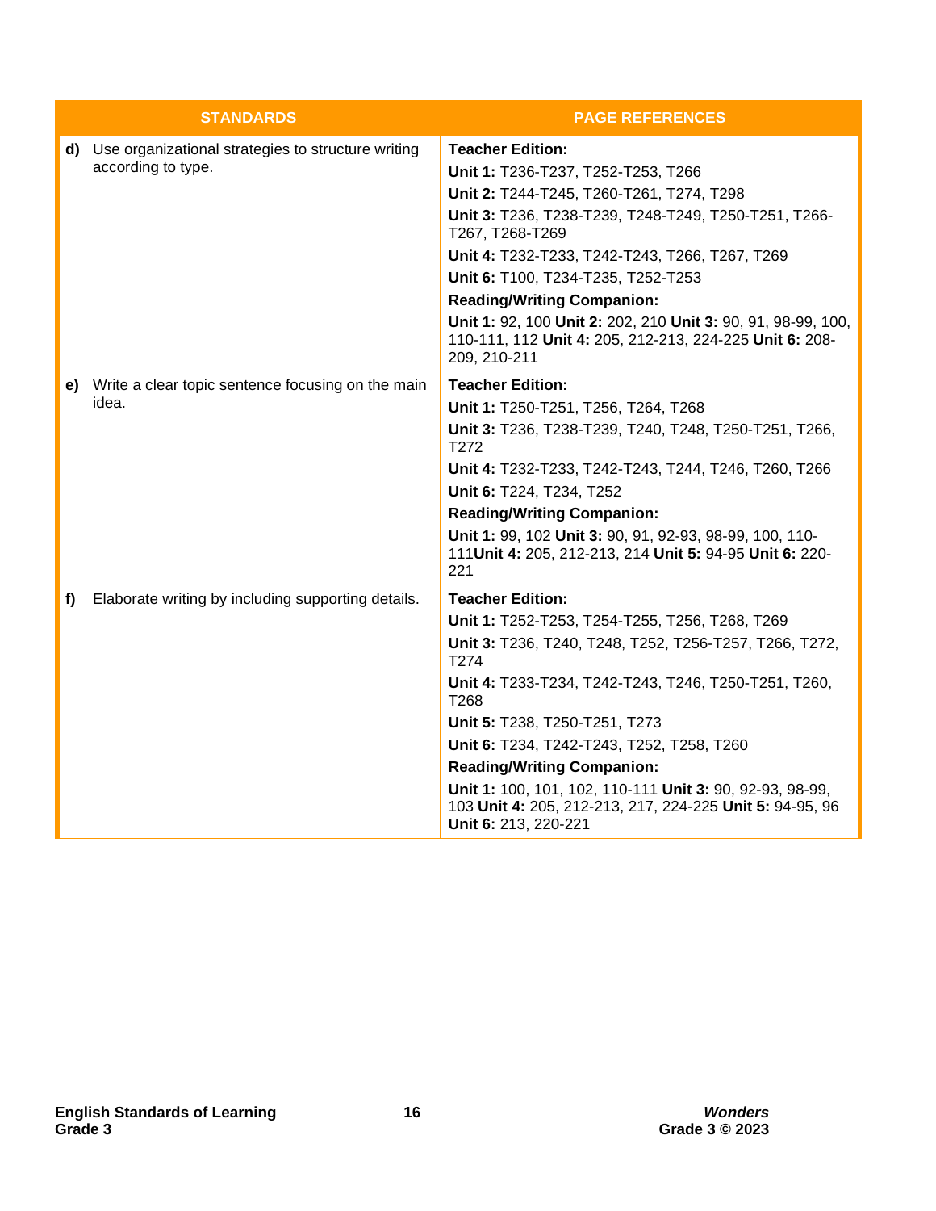| STANDARDS | PAGE REFERENCES |
|---|---|
| **d)** Use organizational strategies to structure writing according to type. | **Teacher Edition:**<br>**Unit 1:** T236-T237, T252-T253, T266<br>**Unit 2:** T244-T245, T260-T261, T274, T298<br>**Unit 3:** T236, T238-T239, T248-T249, T250-T251, T266-T267, T268-T269<br>**Unit 4:** T232-T233, T242-T243, T266, T267, T269<br>**Unit 6:** T100, T234-T235, T252-T253<br>**Reading/Writing Companion:**<br>**Unit 1:** 92, 100 **Unit 2:** 202, 210 **Unit 3:** 90, 91, 98-99, 100, 110-111, 112 **Unit 4:** 205, 212-213, 224-225 **Unit 6:** 208-209, 210-211 |
| **e)** Write a clear topic sentence focusing on the main idea. | **Teacher Edition:**<br>**Unit 1:** T250-T251, T256, T264, T268<br>**Unit 3:** T236, T238-T239, T240, T248, T250-T251, T266, T272<br>**Unit 4:** T232-T233, T242-T243, T244, T246, T260, T266<br>**Unit 6:** T224, T234, T252<br>**Reading/Writing Companion:**<br>**Unit 1:** 99, 102 **Unit 3:** 90, 91, 92-93, 98-99, 100, 110-111**Unit 4:** 205, 212-213, 214 **Unit 5:** 94-95 **Unit 6:** 220-221 |
| **f)** Elaborate writing by including supporting details. | **Teacher Edition:**<br>**Unit 1:** T252-T253, T254-T255, T256, T268, T269<br>**Unit 3:** T236, T240, T248, T252, T256-T257, T266, T272, T274<br>**Unit 4:** T233-T234, T242-T243, T246, T250-T251, T260, T268<br>**Unit 5:** T238, T250-T251, T273<br>**Unit 6:** T234, T242-T243, T252, T258, T260<br>**Reading/Writing Companion:**<br>**Unit 1:** 100, 101, 102, 110-111 **Unit 3:** 90, 92-93, 98-99, 103 **Unit 4:** 205, 212-213, 217, 224-225 **Unit 5:** 94-95, 96 **Unit 6:** 213, 220-221 |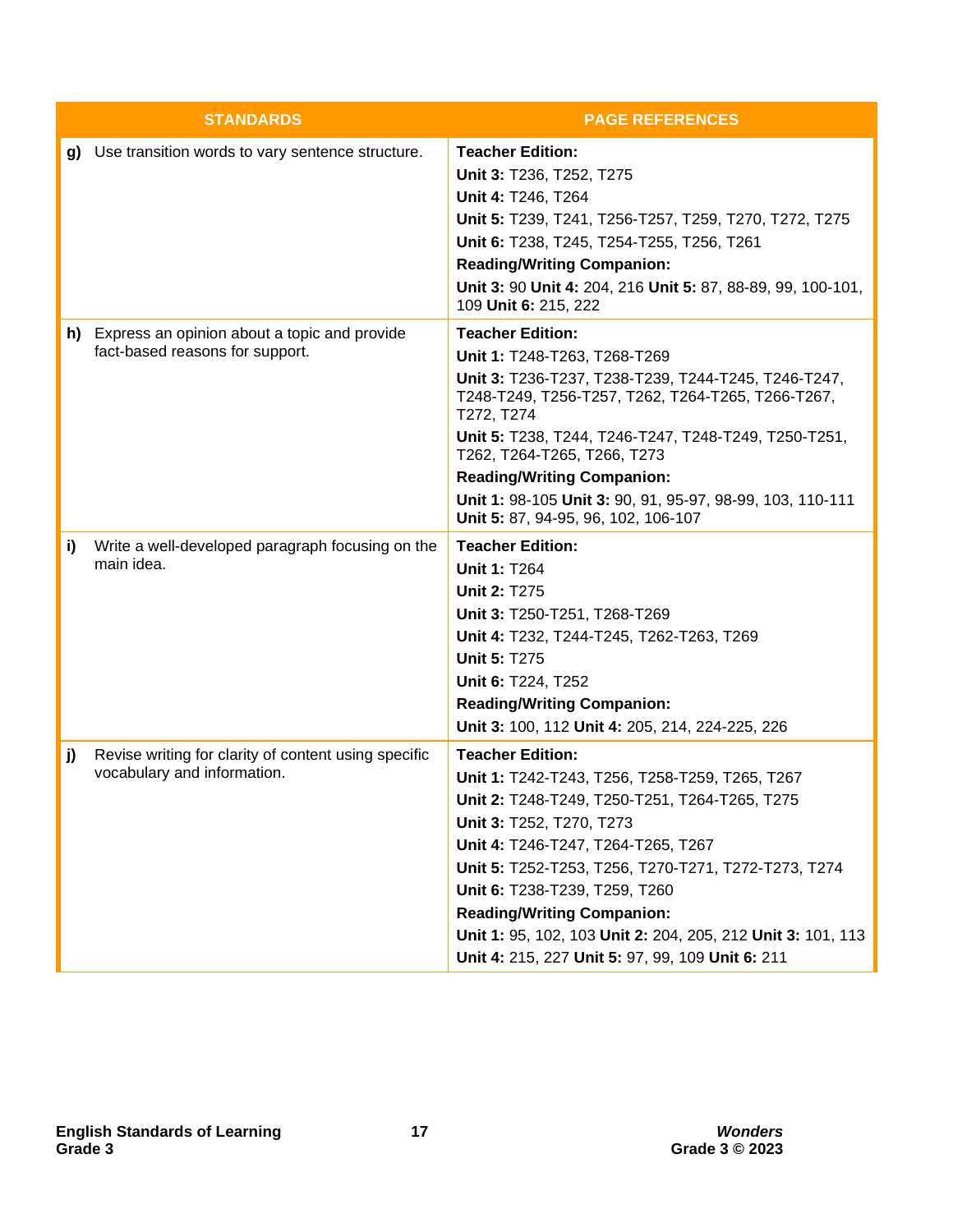| STANDARDS | PAGE REFERENCES |
|---|---|
| **g)** Use transition words to vary sentence structure. | **Teacher Edition:**<br>**Unit 3:** T236, T252, T275<br>**Unit 4:** T246, T264<br>**Unit 5:** T239, T241, T256-T257, T259, T270, T272, T275<br>**Unit 6:** T238, T245, T254-T255, T256, T261<br>**Reading/Writing Companion:**<br>**Unit 3:** 90 **Unit 4:** 204, 216 **Unit 5:** 87, 88-89, 99, 100-101, 109 **Unit 6:** 215, 222 |
| **h)** Express an opinion about a topic and provide fact-based reasons for support. | **Teacher Edition:**<br>**Unit 1:** T248-T263, T268-T269<br>**Unit 3:** T236-T237, T238-T239, T244-T245, T246-T247, T248-T249, T256-T257, T262, T264-T265, T266-T267, T272, T274<br>**Unit 5:** T238, T244, T246-T247, T248-T249, T250-T251, T262, T264-T265, T266, T273<br>**Reading/Writing Companion:**<br>**Unit 1:** 98-105 **Unit 3:** 90, 91, 95-97, 98-99, 103, 110-111 **Unit 5:** 87, 94-95, 96, 102, 106-107 |
| **i)** Write a well-developed paragraph focusing on the main idea. | **Teacher Edition:**<br>**Unit 1:** T264<br>**Unit 2:** T275<br>**Unit 3:** T250-T251, T268-T269<br>**Unit 4:** T232, T244-T245, T262-T263, T269<br>**Unit 5:** T275<br>**Unit 6:** T224, T252<br>**Reading/Writing Companion:**<br>**Unit 3:** 100, 112 **Unit 4:** 205, 214, 224-225, 226 |
| **j)** Revise writing for clarity of content using specific vocabulary and information. | **Teacher Edition:**<br>**Unit 1:** T242-T243, T256, T258-T259, T265, T267<br>**Unit 2:** T248-T249, T250-T251, T264-T265, T275<br>**Unit 3:** T252, T270, T273<br>**Unit 4:** T246-T247, T264-T265, T267<br>**Unit 5:** T252-T253, T256, T270-T271, T272-T273, T274<br>**Unit 6:** T238-T239, T259, T260<br>**Reading/Writing Companion:**<br>**Unit 1:** 95, 102, 103 **Unit 2:** 204, 205, 212 **Unit 3:** 101, 113 **Unit 4:** 215, 227 **Unit 5:** 97, 99, 109 **Unit 6:** 211 |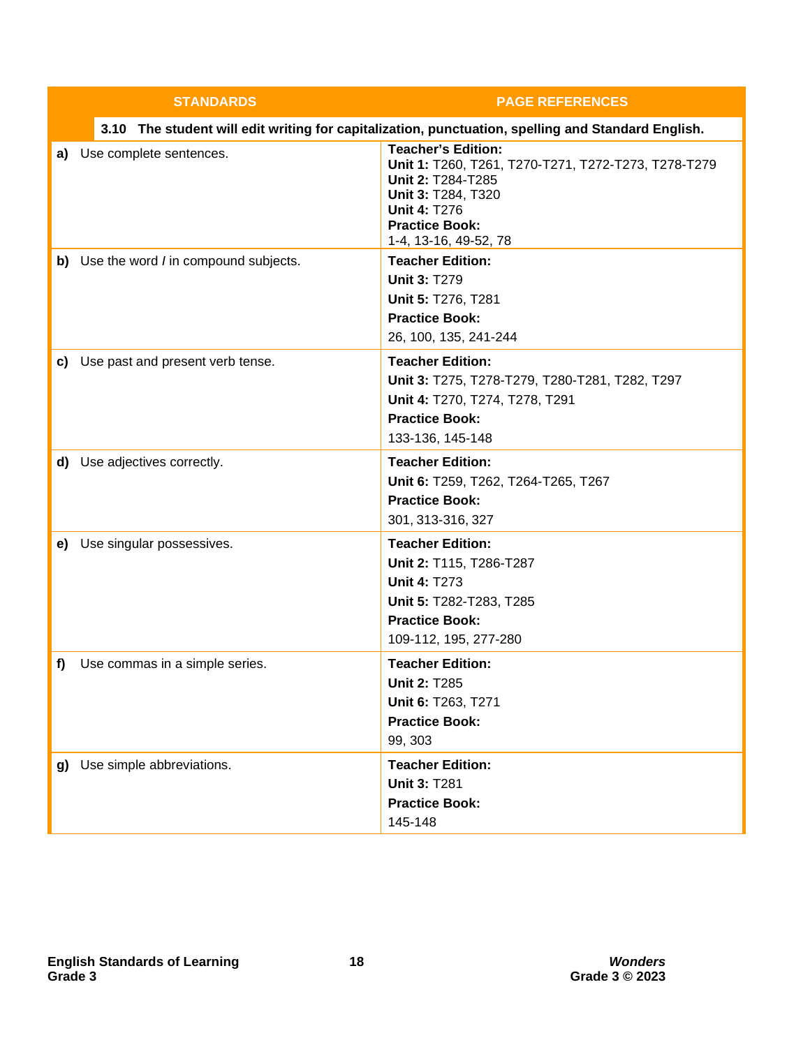| STANDARDS | PAGE REFERENCES |
|---|---|
| **3.10 The student will edit writing for capitalization, punctuation, spelling and Standard English.** | |
| **a)** Use complete sentences. | **Teacher's Edition:**<br>**Unit 1:** T260, T261, T270-T271, T272-T273, T278-T279<br>**Unit 2:** T284-T285<br>**Unit 3:** T284, T320<br>**Unit 4:** T276<br>**Practice Book:**<br>1-4, 13-16, 49-52, 78 |
| **b)** Use the word *I* in compound subjects. | **Teacher Edition:**<br>**Unit 3:** T279<br>**Unit 5:** T276, T281<br>**Practice Book:**<br>26, 100, 135, 241-244 |
| **c)** Use past and present verb tense. | **Teacher Edition:**<br>**Unit 3:** T275, T278-T279, T280-T281, T282, T297<br>**Unit 4:** T270, T274, T278, T291<br>**Practice Book:**<br>133-136, 145-148 |
| **d)** Use adjectives correctly. | **Teacher Edition:**<br>**Unit 6:** T259, T262, T264-T265, T267<br>**Practice Book:**<br>301, 313-316, 327 |
| **e)** Use singular possessives. | **Teacher Edition:**<br>**Unit 2:** T115, T286-T287<br>**Unit 4:** T273<br>**Unit 5:** T282-T283, T285<br>**Practice Book:**<br>109-112, 195, 277-280 |
| **f)** Use commas in a simple series. | **Teacher Edition:**<br>**Unit 2:** T285<br>**Unit 6:** T263, T271<br>**Practice Book:**<br>99, 303 |
| **g)** Use simple abbreviations. | **Teacher Edition:**<br>**Unit 3:** T281<br>**Practice Book:**<br>145-148 |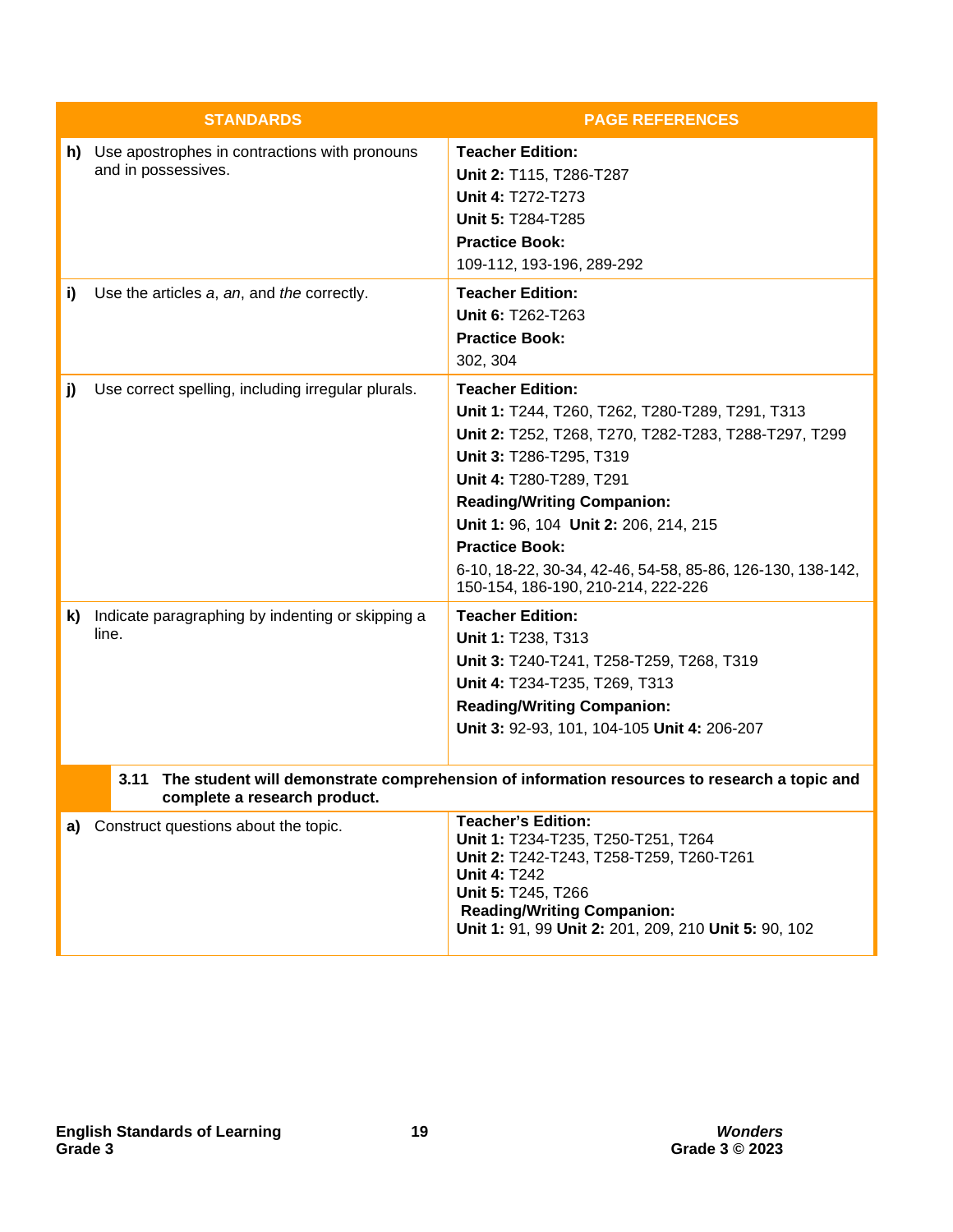| STANDARDS | PAGE REFERENCES |
|---|---|
| **h)** Use apostrophes in contractions with pronouns and in possessives. | **Teacher Edition:**<br>**Unit 2:** T115, T286-T287<br>**Unit 4:** T272-T273<br>**Unit 5:** T284-T285<br>**Practice Book:**<br>109-112, 193-196, 289-292 |
| **i)** Use the articles *a*, *an*, and *the* correctly. | **Teacher Edition:**<br>**Unit 6:** T262-T263<br>**Practice Book:**<br>302, 304 |
| **j)** Use correct spelling, including irregular plurals. | **Teacher Edition:**<br>**Unit 1:** T244, T260, T262, T280-T289, T291, T313<br>**Unit 2:** T252, T268, T270, T282-T283, T288-T297, T299<br>**Unit 3:** T286-T295, T319<br>**Unit 4:** T280-T289, T291<br>**Reading/Writing Companion:**<br>**Unit 1:** 96, 104 **Unit 2:** 206, 214, 215<br>**Practice Book:**<br>6-10, 18-22, 30-34, 42-46, 54-58, 85-86, 126-130, 138-142, 150-154, 186-190, 210-214, 222-226 |
| **k)** Indicate paragraphing by indenting or skipping a line. | **Teacher Edition:**<br>**Unit 1:** T238, T313<br>**Unit 3:** T240-T241, T258-T259, T268, T319<br>**Unit 4:** T234-T235, T269, T313<br>**Reading/Writing Companion:**<br>**Unit 3:** 92-93, 101, 104-105 **Unit 4:** 206-207 |
| **3.11 The student will demonstrate comprehension of information resources to research a topic and complete a research product.** | |
| **a)** Construct questions about the topic. | **Teacher's Edition:**<br>**Unit 1:** T234-T235, T250-T251, T264<br>**Unit 2:** T242-T243, T258-T259, T260-T261<br>**Unit 4:** T242<br>**Unit 5:** T245, T266<br>**Reading/Writing Companion:**<br>**Unit 1:** 91, 99 **Unit 2:** 201, 209, 210 **Unit 5:** 90, 102 |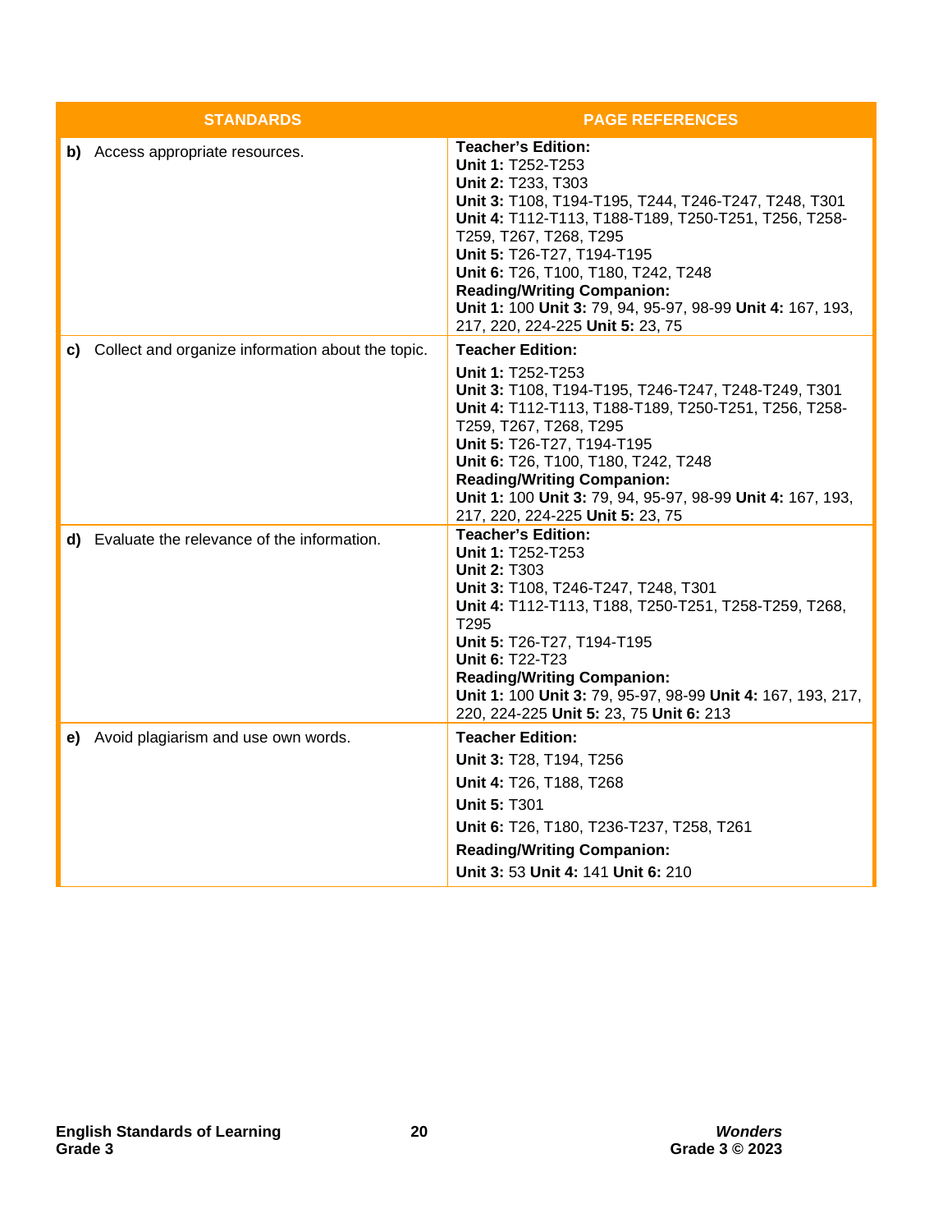| STANDARDS | PAGE REFERENCES |
|---|---|
| **b)** Access appropriate resources. | **Teacher's Edition:**<br>**Unit 1:** T252-T253<br>**Unit 2:** T233, T303<br>**Unit 3:** T108, T194-T195, T244, T246-T247, T248, T301<br>**Unit 4:** T112-T113, T188-T189, T250-T251, T256, T258-T259, T267, T268, T295<br>**Unit 5:** T26-T27, T194-T195<br>**Unit 6:** T26, T100, T180, T242, T248<br>**Reading/Writing Companion:**<br>**Unit 1:** 100 **Unit 3:** 79, 94, 95-97, 98-99 **Unit 4:** 167, 193, 217, 220, 224-225 **Unit 5:** 23, 75 |
| **c)** Collect and organize information about the topic. | **Teacher Edition:**<br>**Unit 1:** T252-T253<br>**Unit 3:** T108, T194-T195, T246-T247, T248-T249, T301<br>**Unit 4:** T112-T113, T188-T189, T250-T251, T256, T258-T259, T267, T268, T295<br>**Unit 5:** T26-T27, T194-T195<br>**Unit 6:** T26, T100, T180, T242, T248<br>**Reading/Writing Companion:**<br>**Unit 1:** 100 **Unit 3:** 79, 94, 95-97, 98-99 **Unit 4:** 167, 193, 217, 220, 224-225 **Unit 5:** 23, 75 |
| **d)** Evaluate the relevance of the information. | **Teacher's Edition:**<br>**Unit 1:** T252-T253<br>**Unit 2:** T303<br>**Unit 3:** T108, T246-T247, T248, T301<br>**Unit 4:** T112-T113, T188, T250-T251, T258-T259, T268, T295<br>**Unit 5:** T26-T27, T194-T195<br>**Unit 6:** T22-T23<br>**Reading/Writing Companion:**<br>**Unit 1:** 100 **Unit 3:** 79, 95-97, 98-99 **Unit 4:** 167, 193, 217, 220, 224-225 **Unit 5:** 23, 75 **Unit 6:** 213 |
| **e)** Avoid plagiarism and use own words. | **Teacher Edition:**<br>**Unit 3:** T28, T194, T256<br>**Unit 4:** T26, T188, T268<br>**Unit 5:** T301<br>**Unit 6:** T26, T180, T236-T237, T258, T261<br>**Reading/Writing Companion:**<br>**Unit 3:** 53 **Unit 4:** 141 **Unit 6:** 210 |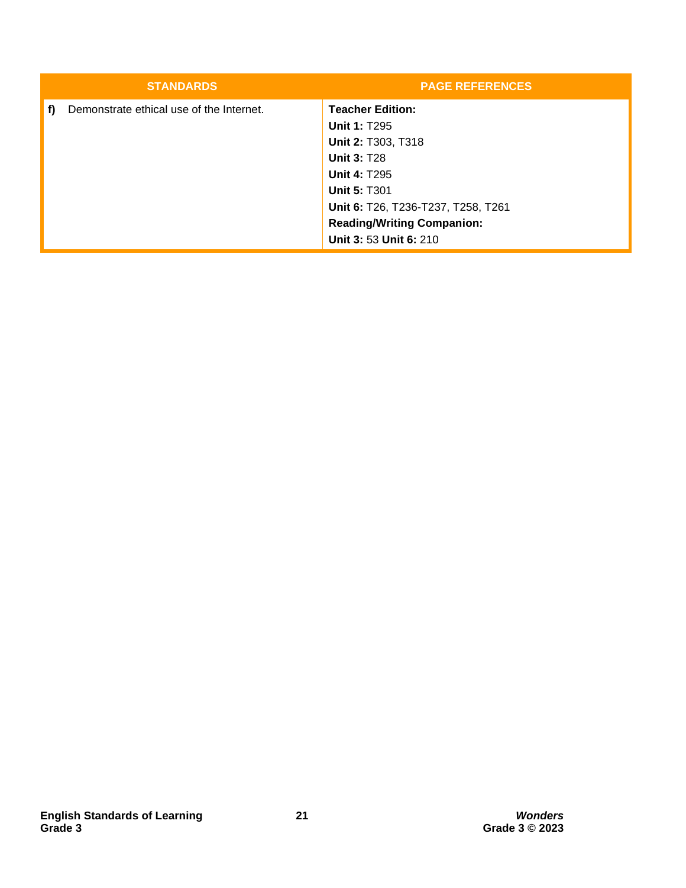| STANDARDS | PAGE REFERENCES |
| --- | --- |
| **f)** Demonstrate ethical use of the Internet. | **Teacher Edition:**<br>**Unit 1:** T295<br>**Unit 2:** T303, T318<br>**Unit 3:** T28<br>**Unit 4:** T295<br>**Unit 5:** T301<br>**Unit 6:** T26, T236-T237, T258, T261<br>**Reading/Writing Companion:**<br>**Unit 3:** 53 **Unit 6:** 210 |